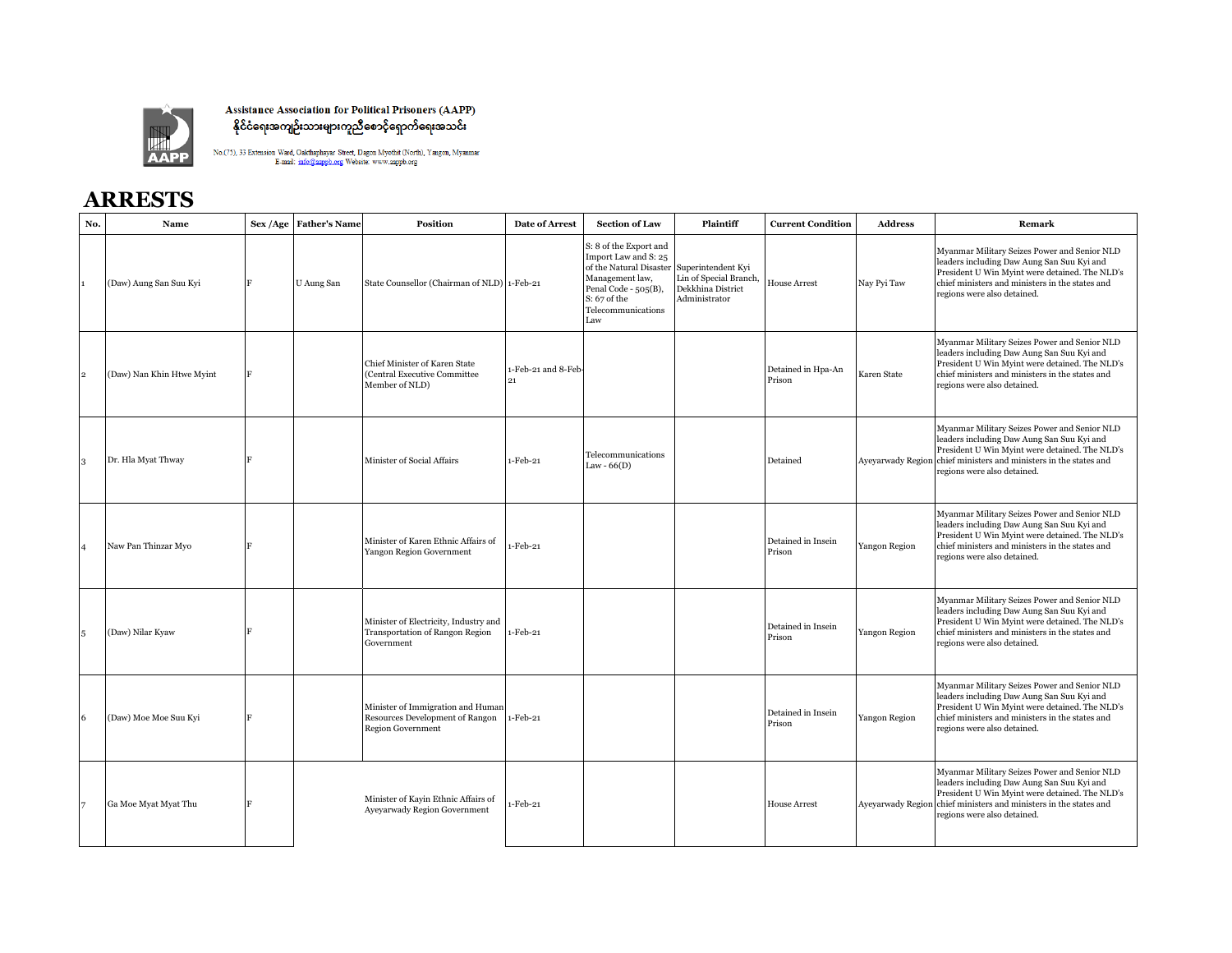Assistance Association for Political Prisoners (AAPP)
နိုင်ငံရေးအကျဉ်းသားများကူညီစောင့်ရှောက်ရေးအသင်း

No.(75), 33 Extension Ward, Oakthaphayar Street, Dagon Myothit (North), Yangon, Myanmar
E-mail: info@aappb.org Website: www.aappb.org

# ARRESTS

| No. | Name | Sex /Age | Father's Name | Position | Date of Arrest | Section of Law | Plaintiff | Current Condition | Address | Remark |
|---|---|---|---|---|---|---|---|---|---|---|
| 1 | (Daw) Aung San Suu Kyi | F | U Aung San | State Counsellor (Chairman of NLD) | 1-Feb-21 | S: 8 of the Export and Import Law and S: 25 of the Natural Disaster Management law, Penal Code - 505(B), S: 67 of the Telecommunications Law | Superintendent Kyi Lin of Special Branch, Dekkhina District Administrator | House Arrest | Nay Pyi Taw | Myanmar Military Seizes Power and Senior NLD leaders including Daw Aung San Suu Kyi and President U Win Myint were detained. The NLD's chief ministers and ministers in the states and regions were also detained. |
| 2 | (Daw) Nan Khin Htwe Myint | F | | Chief Minister of Karen State (Central Executive Committee Member of NLD) | 1-Feb-21 and 8-Feb-21 | | | Detained in Hpa-An Prison | Karen State | Myanmar Military Seizes Power and Senior NLD leaders including Daw Aung San Suu Kyi and President U Win Myint were detained. The NLD's chief ministers and ministers in the states and regions were also detained. |
| 3 | Dr. Hla Myat Thway | F | | Minister of Social Affairs | 1-Feb-21 | Telecommunications Law - 66(D) | | Detained | Ayeyarwady Region | Myanmar Military Seizes Power and Senior NLD leaders including Daw Aung San Suu Kyi and President U Win Myint were detained. The NLD's chief ministers and ministers in the states and regions were also detained. |
| 4 | Naw Pan Thinzar Myo | F | | Minister of Karen Ethnic Affairs of Yangon Region Government | 1-Feb-21 | | | Detained in Insein Prison | Yangon Region | Myanmar Military Seizes Power and Senior NLD leaders including Daw Aung San Suu Kyi and President U Win Myint were detained. The NLD's chief ministers and ministers in the states and regions were also detained. |
| 5 | (Daw) Nilar Kyaw | F | | Minister of Electricity, Industry and Transportation of Rangon Region Government | 1-Feb-21 | | | Detained in Insein Prison | Yangon Region | Myanmar Military Seizes Power and Senior NLD leaders including Daw Aung San Suu Kyi and President U Win Myint were detained. The NLD's chief ministers and ministers in the states and regions were also detained. |
| 6 | (Daw) Moe Moe Suu Kyi | F | | Minister of Immigration and Human Resources Development of Rangon Region Government | 1-Feb-21 | | | Detained in Insein Prison | Yangon Region | Myanmar Military Seizes Power and Senior NLD leaders including Daw Aung San Suu Kyi and President U Win Myint were detained. The NLD's chief ministers and ministers in the states and regions were also detained. |
| 7 | Ga Moe Myat Myat Thu | F | | Minister of Kayin Ethnic Affairs of Ayeyarwady Region Government | 1-Feb-21 | | | House Arrest | Ayeyarwady Region | Myanmar Military Seizes Power and Senior NLD leaders including Daw Aung San Suu Kyi and President U Win Myint were detained. The NLD's chief ministers and ministers in the states and regions were also detained. |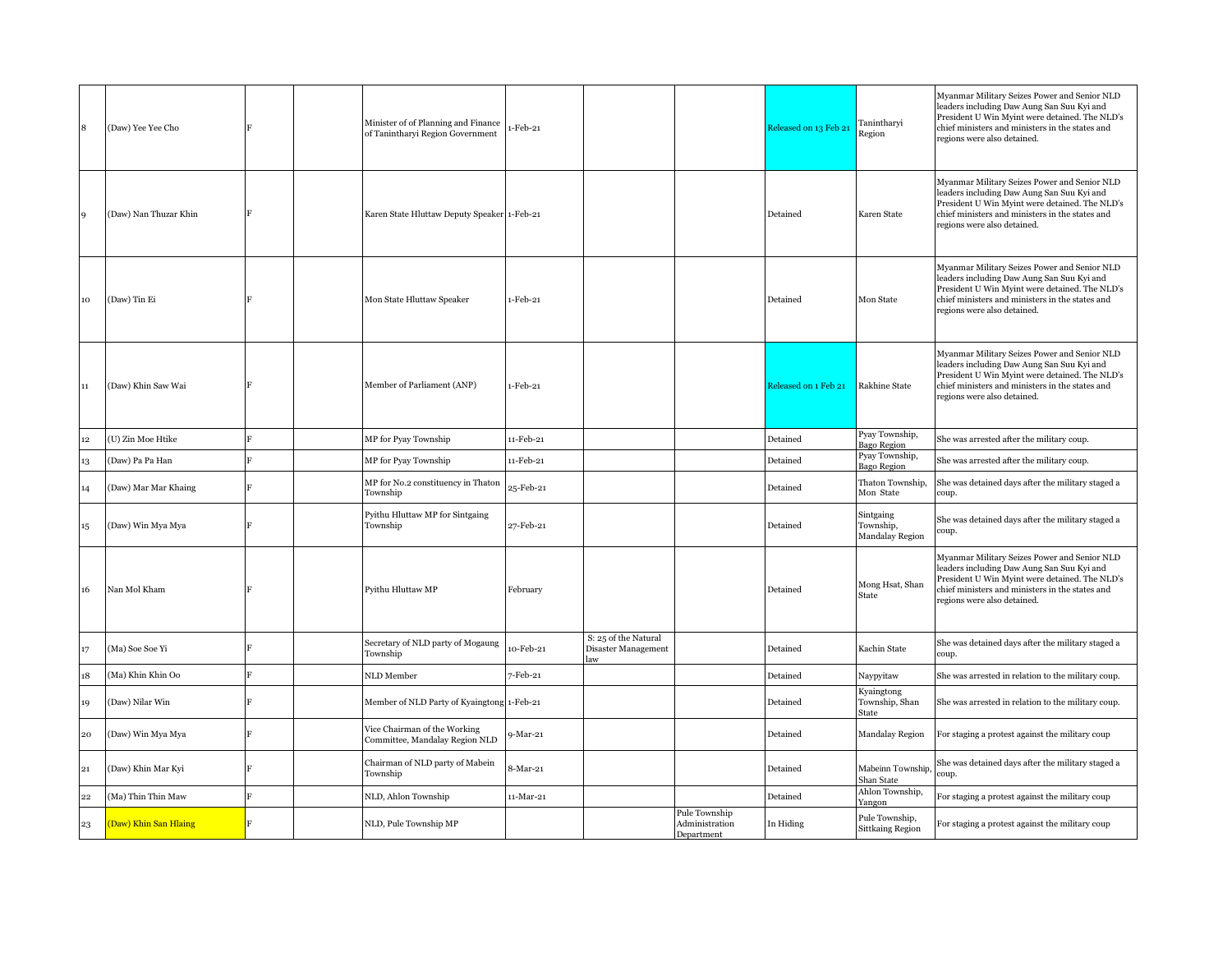| 8 | (Daw) Yee Yee Cho | F | | Minister of of Planning and Finance of Tanintharyi Region Government | 1-Feb-21 | | | Released on 13 Feb 21 | Tanintharyi Region | Myanmar Military Seizes Power and Senior NLD leaders including Daw Aung San Suu Kyi and President U Win Myint were detained. The NLD's chief ministers and ministers in the states and regions were also detained. |
|---|---|---|---|---|---|---|---|---|---|---|
| 9 | (Daw) Nan Thuzar Khin | F | | Karen State Hluttaw Deputy Speaker | 1-Feb-21 | | | Detained | Karen State | Myanmar Military Seizes Power and Senior NLD leaders including Daw Aung San Suu Kyi and President U Win Myint were detained. The NLD's chief ministers and ministers in the states and regions were also detained. |
| 10 | (Daw) Tin Ei | F | | Mon State Hluttaw Speaker | 1-Feb-21 | | | Detained | Mon State | Myanmar Military Seizes Power and Senior NLD leaders including Daw Aung San Suu Kyi and President U Win Myint were detained. The NLD's chief ministers and ministers in the states and regions were also detained. |
| 11 | (Daw) Khin Saw Wai | F | | Member of Parliament (ANP) | 1-Feb-21 | | | Released on 1 Feb 21 | Rakhine State | Myanmar Military Seizes Power and Senior NLD leaders including Daw Aung San Suu Kyi and President U Win Myint were detained. The NLD's chief ministers and ministers in the states and regions were also detained. |
| 12 | (U) Zin Moe Htike | F | | MP for Pyay Township | 11-Feb-21 | | | Detained | Pyay Township, Bago Region | She was arrested after the military coup. |
| 13 | (Daw) Pa Pa Han | F | | MP for Pyay Township | 11-Feb-21 | | | Detained | Pyay Township, Bago Region | She was arrested after the military coup. |
| 14 | (Daw) Mar Mar Khaing | F | | MP for No.2 constituency in Thaton Township | 25-Feb-21 | | | Detained | Thaton Township, Mon State | She was detained days after the military staged a coup. |
| 15 | (Daw) Win Mya Mya | F | | Pyithu Hluttaw MP for Sintgaing Township | 27-Feb-21 | | | Detained | Sintgaing Township, Mandalay Region | She was detained days after the military staged a coup. |
| 16 | Nan Mol Kham | F | | Pyithu Hluttaw MP | February | | | Detained | Mong Hsat, Shan State | Myanmar Military Seizes Power and Senior NLD leaders including Daw Aung San Suu Kyi and President U Win Myint were detained. The NLD's chief ministers and ministers in the states and regions were also detained. |
| 17 | (Ma) Soe Soe Yi | F | | Secretary of NLD party of Mogaung Township | 10-Feb-21 | S: 25 of the Natural Disaster Management law | | Detained | Kachin State | She was detained days after the military staged a coup. |
| 18 | (Ma) Khin Khin Oo | F | | NLD Member | 7-Feb-21 | | | Detained | Naypyitaw | She was arrested in relation to the military coup. |
| 19 | (Daw) Nilar Win | F | | Member of NLD Party of Kyaingtong | 1-Feb-21 | | | Detained | Kyaingtong Township, Shan State | She was arrested in relation to the military coup. |
| 20 | (Daw) Win Mya Mya | F | | Vice Chairman of the Working Committee, Mandalay Region NLD | 9-Mar-21 | | | Detained | Mandalay Region | For staging a protest against the military coup |
| 21 | (Daw) Khin Mar Kyi | F | | Chairman of NLD party of Mabein Township | 8-Mar-21 | | | Detained | Mabeinn Township, Shan State | She was detained days after the military staged a coup. |
| 22 | (Ma) Thin Thin Maw | F | | NLD, Ahlon Township | 11-Mar-21 | | | Detained | Ahlon Township, Yangon | For staging a protest against the military coup |
| 23 | (Daw) Khin San Hlaing | F | | NLD, Pule Township MP | | | Pule Township Administration Department | In Hiding | Pule Township, Sittkaing Region | For staging a protest against the military coup |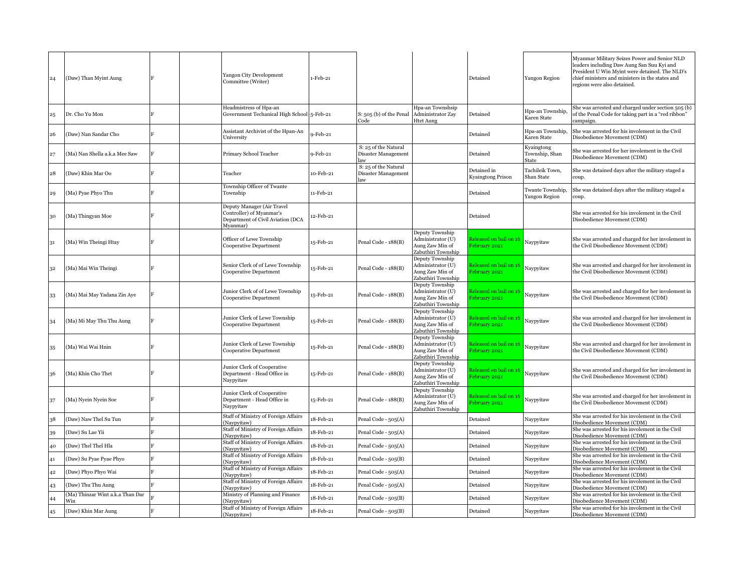| | | | | | | | | | | |
|---|---|---|---|---|---|---|---|---|---|---|
| 24 | (Daw) Than Myint Aung | F | | Yangon City Development Committee (Writer) | 1-Feb-21 | | | Detained | Yangon Region | Myanmar Military Seizes Power and Senior NLD leaders including Daw Aung San Suu Kyi and President U Win Myint were detained. The NLD's chief ministers and ministers in the states and regions were also detained. |
| 25 | Dr. Cho Yu Mon | F | | Headmistress of Hpa-an Government Techanical High School | 5-Feb-21 | S: 505 (b) of the Penal Code | Hpa-an Townshsip Administrator Zay Htet Aung | Detained | Hpa-an Township, Karen State | She was arrested and charged under section 505 (b) of the Penal Code for taking part in a "red ribbon" campaign. |
| 26 | (Daw) Nan Sandar Cho | F | | Assistant Archivist of the Hpan-An University | 9-Feb-21 | | | Detained | Hpa-an Township, Karen State | She was arrested for his involement in the Civil Disobedience Movement (CDM) |
| 27 | (Ma) Nan Shella a.k.a Mee Saw | F | | Primary School Teacher | 9-Feb-21 | S: 25 of the Natural Disaster Management law | | Detained | Kyaingtong Township, Shan State | She was arrested for her involement in the Civil Disobedience Movement (CDM) |
| 28 | (Daw) Khin Mar Oo | F | | Teacher | 10-Feb-21 | S: 25 of the Natural Disaster Management law | | Detained in Kyaingtong Prison | Tachileik Town, Shan State | She was detained days after the military staged a coup. |
| 29 | (Ma) Pyae Phyo Thu | F | | Township Officer of Twante Township | 11-Feb-21 | | | Detained | Twante Township, Yangon Region | She was detained days after the military staged a coup. |
| 30 | (Ma) Thingyan Moe | F | | Deputy Manager (Air Travel Controller) of Myanmar's Department of Civil Aviation (DCA Myanmar) | 12-Feb-21 | | | Detained | | She was arrested for his involement in the Civil Disobedience Movement (CDM) |
| 31 | (Ma) Win Theingi Htay | F | | Officer of Lewe Township Cooperative Department | 15-Feb-21 | Penal Code - 188(B) | Deputy Township Administrator (U) Aung Zaw Min of Zabuthiri Township | Released on bail on 16 February 2021 | Naypyitaw | She was arrested and charged for her involement in the Civil Disobedience Movement (CDM) |
| 32 | (Ma) Mai Win Theingi | F | | Senior Clerk of of Lewe Township Cooperative Department | 15-Feb-21 | Penal Code - 188(B) | Deputy Township Administrator (U) Aung Zaw Min of Zabuthiri Township | Released on bail on 16 February 2021 | Naypyitaw | She was arrested and charged for her involement in the Civil Disobedience Movement (CDM) |
| 33 | (Ma) Mai May Yadana Zin Aye | F | | Junior Clerk of of Lewe Township Cooperative Department | 15-Feb-21 | Penal Code - 188(B) | Deputy Township Administrator (U) Aung Zaw Min of Zabuthiri Township | Released on bail on 16 February 2021 | Naypyitaw | She was arrested and charged for her involement in the Civil Disobedience Movement (CDM) |
| 34 | (Ma) Mi May Thu Thu Aung | F | | Junior Clerk of Lewe Township Cooperative Department | 15-Feb-21 | Penal Code - 188(B) | Deputy Township Administrator (U) Aung Zaw Min of Zabuthiri Township | Released on bail on 16 February 2021 | Naypyitaw | She was arrested and charged for her involement in the Civil Disobedience Movement (CDM) |
| 35 | (Ma) Wai Wai Hnin | F | | Junior Clerk of Lewe Township Cooperative Department | 15-Feb-21 | Penal Code - 188(B) | Deputy Township Administrator (U) Aung Zaw Min of Zabuthiri Township | Released on bail on 16 February 2021 | Naypyitaw | She was arrested and charged for her involement in the Civil Disobedience Movement (CDM) |
| 36 | (Ma) Khin Cho Thet | F | | Junior Clerk of Cooperative Department - Head Office in Naypyitaw | 15-Feb-21 | Penal Code - 188(B) | Deputy Township Administrator (U) Aung Zaw Min of Zabuthiri Township | Released on bail on 16 February 2021 | Naypyitaw | She was arrested and charged for her involement in the Civil Disobedience Movement (CDM) |
| 37 | (Ma) Nyein Nyein Soe | F | | Junior Clerk of Cooperative Department - Head Office in Naypyitaw | 15-Feb-21 | Penal Code - 188(B) | Deputy Township Administrator (U) Aung Zaw Min of Zabuthiri Township | Released on bail on 16 February 2021 | Naypyitaw | She was arrested and charged for her involement in the Civil Disobedience Movement (CDM) |
| 38 | (Daw) Naw Thel Su Tun | F | | Staff of Ministry of Foreign Affairs (Naypyitaw) | 18-Feb-21 | Penal Code - 505(A) | | Detained | Naypyitaw | She was arrested for his involement in the Civil Disobedience Movement (CDM) |
| 39 | (Daw) Su Lae Yii | F | | Staff of Ministry of Foreign Affairs (Naypyitaw) | 18-Feb-21 | Penal Code - 505(A) | | Detained | Naypyitaw | She was arrested for his involement in the Civil Disobedience Movement (CDM) |
| 40 | (Daw) Thel Thel Hla | F | | Staff of Ministry of Foreign Affairs (Naypyitaw) | 18-Feb-21 | Penal Code - 505(A) | | Detained | Naypyitaw | She was arrested for his involement in the Civil Disobedience Movement (CDM) |
| 41 | (Daw) Su Pyae Pyae Phyo | F | | Staff of Ministry of Foreign Affairs (Naypyitaw) | 18-Feb-21 | Penal Code - 505(B) | | Detained | Naypyitaw | She was arrested for his involement in the Civil Disobedience Movement (CDM) |
| 42 | (Daw) Phyo Phyo Wai | F | | Staff of Ministry of Foreign Affairs (Naypyitaw) | 18-Feb-21 | Penal Code - 505(A) | | Detained | Naypyitaw | She was arrested for his involement in the Civil Disobedience Movement (CDM) |
| 43 | (Daw) Thu Thu Aung | F | | Staff of Ministry of Foreign Affairs (Naypyitaw) | 18-Feb-21 | Penal Code - 505(A) | | Detained | Naypyitaw | She was arrested for his involement in the Civil Disobedience Movement (CDM) |
| 44 | (Ma) Thinzar Wint a.k.a Than Dar Win | F | | Ministry of Planning and Finance (Naypyitaw) | 18-Feb-21 | Penal Code - 505(B) | | Detained | Naypyitaw | She was arrested for his involement in the Civil Disobedience Movement (CDM) |
| 45 | (Daw) Khin Mar Aung | F | | Staff of Ministry of Foreign Affairs (Naypyitaw) | 18-Feb-21 | Penal Code - 505(B) | | Detained | Naypyitaw | She was arrested for his involement in the Civil Disobedience Movement (CDM) |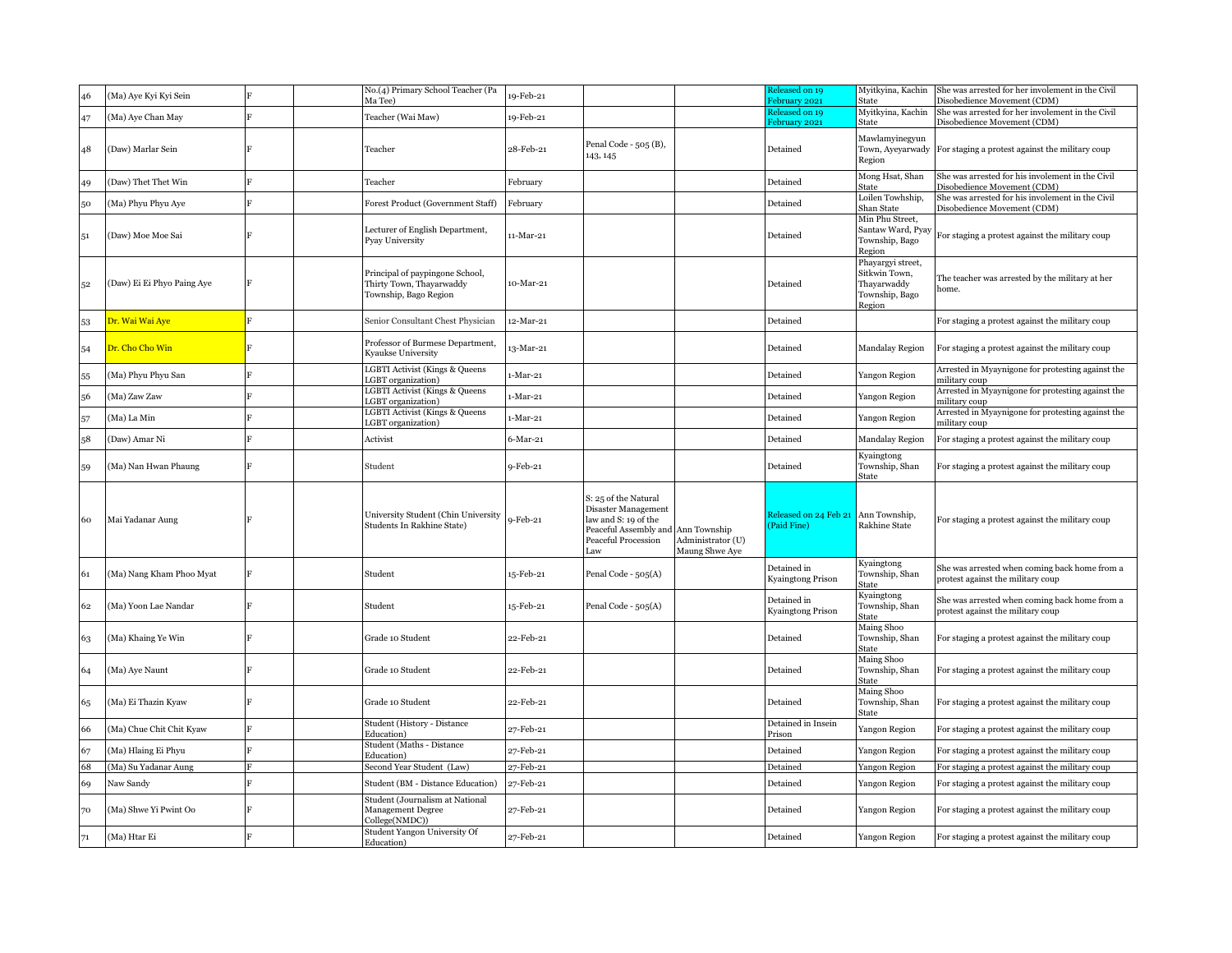| 46 | (Ma) Aye Kyi Kyi Sein | F | | No.(4) Primary School Teacher (Pa Ma Tee) | 19-Feb-21 | | | Released on 19 February 2021 | Myitkyina, Kachin State | She was arrested for her involement in the Civil Disobedience Movement (CDM) |
|---|---|---|---|---|---|---|---|---|---|---|
| 47 | (Ma) Aye Chan May | F | | Teacher (Wai Maw) | 19-Feb-21 | | | Released on 19 February 2021 | Myitkyina, Kachin State | She was arrested for her involement in the Civil Disobedience Movement (CDM) |
| 48 | (Daw) Marlar Sein | F | | Teacher | 28-Feb-21 | Penal Code - 505 (B), 143, 145 | | Detained | Mawlamyinegyun Town, Ayeyarwady Region | For staging a protest against the military coup |
| 49 | (Daw) Thet Thet Win | F | | Teacher | February | | | Detained | Mong Hsat, Shan State | She was arrested for his involement in the Civil Disobedience Movement (CDM) |
| 50 | (Ma) Phyu Phyu Aye | F | | Forest Product (Government Staff) | February | | | Detained | Loilen Towhship, Shan State | She was arrested for his involement in the Civil Disobedience Movement (CDM) |
| 51 | (Daw) Moe Moe Sai | F | | Lecturer of English Department, Pyay University | 11-Mar-21 | | | Detained | Min Phu Street, Santaw Ward, Pyay Township, Bago Region | For staging a protest against the military coup |
| 52 | (Daw) Ei Ei Phyo Paing Aye | F | | Principal of paypingone School, Thirty Town, Thayarwaddy Township, Bago Region | 10-Mar-21 | | | Detained | Phayargyi street, Sitkwin Town, Thayarwaddy Township, Bago Region | The teacher was arrested by the military at her home. |
| 53 | Dr. Wai Wai Aye | F | | Senior Consultant Chest Physician | 12-Mar-21 | | | Detained | | For staging a protest against the military coup |
| 54 | Dr. Cho Cho Win | F | | Professor of Burmese Department, Kyaukse University | 13-Mar-21 | | | Detained | Mandalay Region | For staging a protest against the military coup |
| 55 | (Ma) Phyu Phyu San | F | | LGBTI Activist (Kings & Queens LGBT organization) | 1-Mar-21 | | | Detained | Yangon Region | Arrested in Myaynigone for protesting against the military coup |
| 56 | (Ma) Zaw Zaw | F | | LGBTI Activist (Kings & Queens LGBT organization) | 1-Mar-21 | | | Detained | Yangon Region | Arrested in Myaynigone for protesting against the military coup |
| 57 | (Ma) La Min | F | | LGBTI Activist (Kings & Queens LGBT organization) | 1-Mar-21 | | | Detained | Yangon Region | Arrested in Myaynigone for protesting against the military coup |
| 58 | (Daw) Amar Ni | F | | Activist | 6-Mar-21 | | | Detained | Mandalay Region | For staging a protest against the military coup |
| 59 | (Ma) Nan Hwan Phaung | F | | Student | 9-Feb-21 | | | Detained | Kyaingtong Township, Shan State | For staging a protest against the military coup |
| 60 | Mai Yadanar Aung | F | | University Student (Chin University Students In Rakhine State) | 9-Feb-21 | S: 25 of the Natural Disaster Management law and S: 19 of the Peaceful Assembly and Peaceful Procession Law | Ann Township Administrator (U) Maung Shwe Aye | Released on 24 Feb 21 (Paid Fine) | Ann Township, Rakhine State | For staging a protest against the military coup |
| 61 | (Ma) Nang Kham Phoo Myat | F | | Student | 15-Feb-21 | Penal Code - 505(A) | | Detained in Kyaingtong Prison | Kyaingtong Township, Shan State | She was arrested when coming back home from a protest against the military coup |
| 62 | (Ma) Yoon Lae Nandar | F | | Student | 15-Feb-21 | Penal Code - 505(A) | | Detained in Kyaingtong Prison | Kyaingtong Township, Shan State | She was arrested when coming back home from a protest against the military coup |
| 63 | (Ma) Khaing Ye Win | F | | Grade 10 Student | 22-Feb-21 | | | Detained | Maing Shoo Township, Shan State | For staging a protest against the military coup |
| 64 | (Ma) Aye Naunt | F | | Grade 10 Student | 22-Feb-21 | | | Detained | Maing Shoo Township, Shan State | For staging a protest against the military coup |
| 65 | (Ma) Ei Thazin Kyaw | F | | Grade 10 Student | 22-Feb-21 | | | Detained | Maing Shoo Township, Shan State | For staging a protest against the military coup |
| 66 | (Ma) Chue Chit Chit Kyaw | F | | Student (History - Distance Education) | 27-Feb-21 | | | Detained in Insein Prison | Yangon Region | For staging a protest against the military coup |
| 67 | (Ma) Hlaing Ei Phyu | F | | Student (Maths - Distance Education) | 27-Feb-21 | | | Detained | Yangon Region | For staging a protest against the military coup |
| 68 | (Ma) Su Yadanar Aung | F | | Second Year Student (Law) | 27-Feb-21 | | | Detained | Yangon Region | For staging a protest against the military coup |
| 69 | Naw Sandy | F | | Student (BM - Distance Education) | 27-Feb-21 | | | Detained | Yangon Region | For staging a protest against the military coup |
| 70 | (Ma) Shwe Yi Pwint Oo | F | | Student (Journalism at National Management Degree College(NMDC)) | 27-Feb-21 | | | Detained | Yangon Region | For staging a protest against the military coup |
| 71 | (Ma) Htar Ei | F | | Student Yangon University Of Education) | 27-Feb-21 | | | Detained | Yangon Region | For staging a protest against the military coup |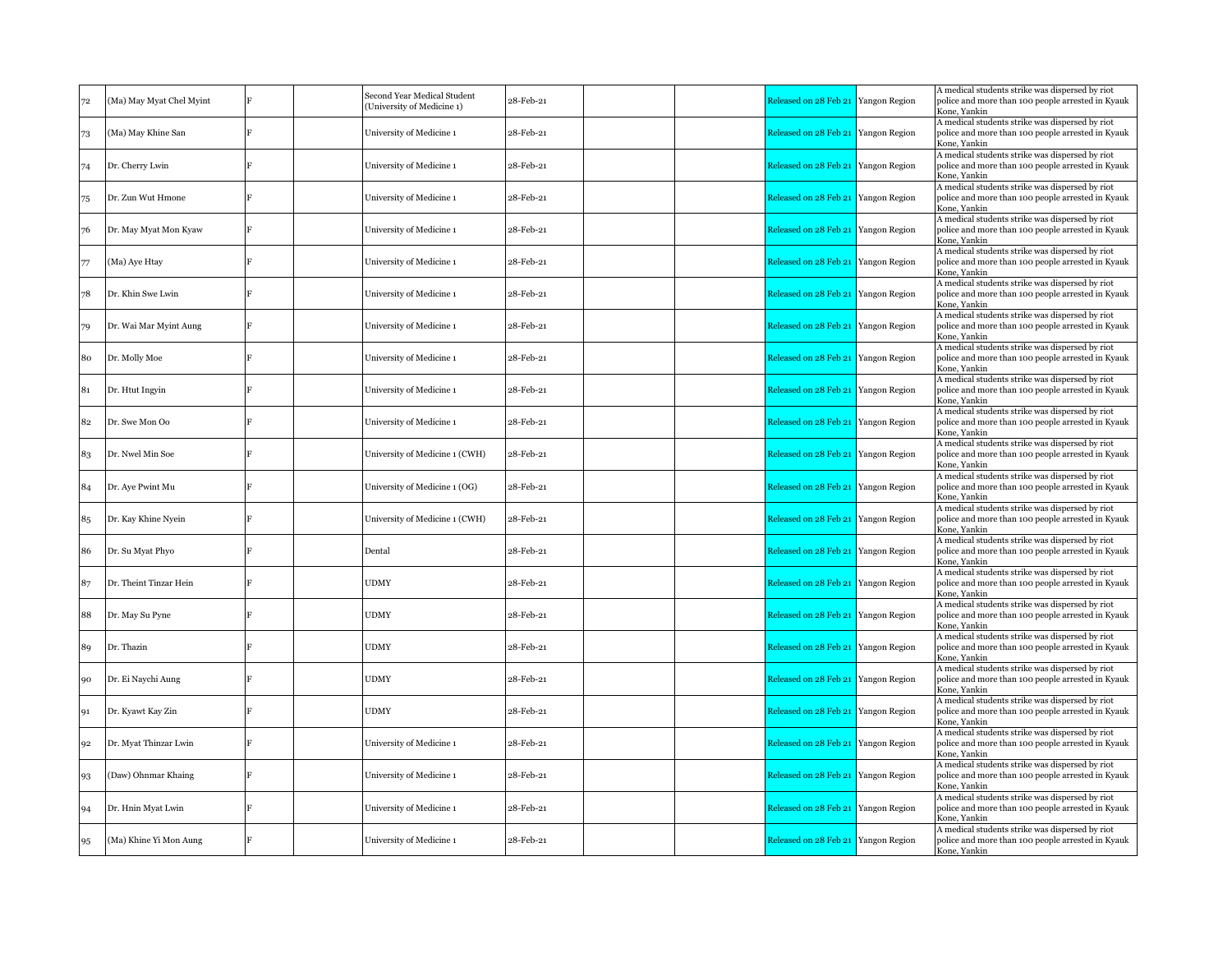| 72 | (Ma) May Myat Chel Myint | F | | Second Year Medical Student (University of Medicine 1) | 28-Feb-21 | | | Released on 28 Feb 21 | Yangon Region | A medical students strike was dispersed by riot police and more than 100 people arrested in Kyauk Kone, Yankin |
|---|---|---|---|---|---|---|---|---|---|---|
| 73 | (Ma) May Khine San | F | | University of Medicine 1 | 28-Feb-21 | | | Released on 28 Feb 21 | Yangon Region | A medical students strike was dispersed by riot police and more than 100 people arrested in Kyauk Kone, Yankin |
| 74 | Dr. Cherry Lwin | F | | University of Medicine 1 | 28-Feb-21 | | | Released on 28 Feb 21 | Yangon Region | A medical students strike was dispersed by riot police and more than 100 people arrested in Kyauk Kone, Yankin |
| 75 | Dr. Zun Wut Hmone | F | | University of Medicine 1 | 28-Feb-21 | | | Released on 28 Feb 21 | Yangon Region | A medical students strike was dispersed by riot police and more than 100 people arrested in Kyauk Kone, Yankin |
| 76 | Dr. May Myat Mon Kyaw | F | | University of Medicine 1 | 28-Feb-21 | | | Released on 28 Feb 21 | Yangon Region | A medical students strike was dispersed by riot police and more than 100 people arrested in Kyauk Kone, Yankin |
| 77 | (Ma) Aye Htay | F | | University of Medicine 1 | 28-Feb-21 | | | Released on 28 Feb 21 | Yangon Region | A medical students strike was dispersed by riot police and more than 100 people arrested in Kyauk Kone, Yankin |
| 78 | Dr. Khin Swe Lwin | F | | University of Medicine 1 | 28-Feb-21 | | | Released on 28 Feb 21 | Yangon Region | A medical students strike was dispersed by riot police and more than 100 people arrested in Kyauk Kone, Yankin |
| 79 | Dr. Wai Mar Myint Aung | F | | University of Medicine 1 | 28-Feb-21 | | | Released on 28 Feb 21 | Yangon Region | A medical students strike was dispersed by riot police and more than 100 people arrested in Kyauk Kone, Yankin |
| 80 | Dr. Molly Moe | F | | University of Medicine 1 | 28-Feb-21 | | | Released on 28 Feb 21 | Yangon Region | A medical students strike was dispersed by riot police and more than 100 people arrested in Kyauk Kone, Yankin |
| 81 | Dr. Htut Ingyin | F | | University of Medicine 1 | 28-Feb-21 | | | Released on 28 Feb 21 | Yangon Region | A medical students strike was dispersed by riot police and more than 100 people arrested in Kyauk Kone, Yankin |
| 82 | Dr. Swe Mon Oo | F | | University of Medicine 1 | 28-Feb-21 | | | Released on 28 Feb 21 | Yangon Region | A medical students strike was dispersed by riot police and more than 100 people arrested in Kyauk Kone, Yankin |
| 83 | Dr. Nwel Min Soe | F | | University of Medicine 1 (CWH) | 28-Feb-21 | | | Released on 28 Feb 21 | Yangon Region | A medical students strike was dispersed by riot police and more than 100 people arrested in Kyauk Kone, Yankin |
| 84 | Dr. Aye Pwint Mu | F | | University of Medicine 1 (OG) | 28-Feb-21 | | | Released on 28 Feb 21 | Yangon Region | A medical students strike was dispersed by riot police and more than 100 people arrested in Kyauk Kone, Yankin |
| 85 | Dr. Kay Khine Nyein | F | | University of Medicine 1 (CWH) | 28-Feb-21 | | | Released on 28 Feb 21 | Yangon Region | A medical students strike was dispersed by riot police and more than 100 people arrested in Kyauk Kone, Yankin |
| 86 | Dr. Su Myat Phyo | F | | Dental | 28-Feb-21 | | | Released on 28 Feb 21 | Yangon Region | A medical students strike was dispersed by riot police and more than 100 people arrested in Kyauk Kone, Yankin |
| 87 | Dr. Theint Tinzar Hein | F | | UDMY | 28-Feb-21 | | | Released on 28 Feb 21 | Yangon Region | A medical students strike was dispersed by riot police and more than 100 people arrested in Kyauk Kone, Yankin |
| 88 | Dr. May Su Pyne | F | | UDMY | 28-Feb-21 | | | Released on 28 Feb 21 | Yangon Region | A medical students strike was dispersed by riot police and more than 100 people arrested in Kyauk Kone, Yankin |
| 89 | Dr. Thazin | F | | UDMY | 28-Feb-21 | | | Released on 28 Feb 21 | Yangon Region | A medical students strike was dispersed by riot police and more than 100 people arrested in Kyauk Kone, Yankin |
| 90 | Dr. Ei Naychi Aung | F | | UDMY | 28-Feb-21 | | | Released on 28 Feb 21 | Yangon Region | A medical students strike was dispersed by riot police and more than 100 people arrested in Kyauk Kone, Yankin |
| 91 | Dr. Kyawt Kay Zin | F | | UDMY | 28-Feb-21 | | | Released on 28 Feb 21 | Yangon Region | A medical students strike was dispersed by riot police and more than 100 people arrested in Kyauk Kone, Yankin |
| 92 | Dr. Myat Thinzar Lwin | F | | University of Medicine 1 | 28-Feb-21 | | | Released on 28 Feb 21 | Yangon Region | A medical students strike was dispersed by riot police and more than 100 people arrested in Kyauk Kone, Yankin |
| 93 | (Daw) Ohnmar Khaing | F | | University of Medicine 1 | 28-Feb-21 | | | Released on 28 Feb 21 | Yangon Region | A medical students strike was dispersed by riot police and more than 100 people arrested in Kyauk Kone, Yankin |
| 94 | Dr. Hnin Myat Lwin | F | | University of Medicine 1 | 28-Feb-21 | | | Released on 28 Feb 21 | Yangon Region | A medical students strike was dispersed by riot police and more than 100 people arrested in Kyauk Kone, Yankin |
| 95 | (Ma) Khine Yi Mon Aung | F | | University of Medicine 1 | 28-Feb-21 | | | Released on 28 Feb 21 | Yangon Region | A medical students strike was dispersed by riot police and more than 100 people arrested in Kyauk Kone, Yankin |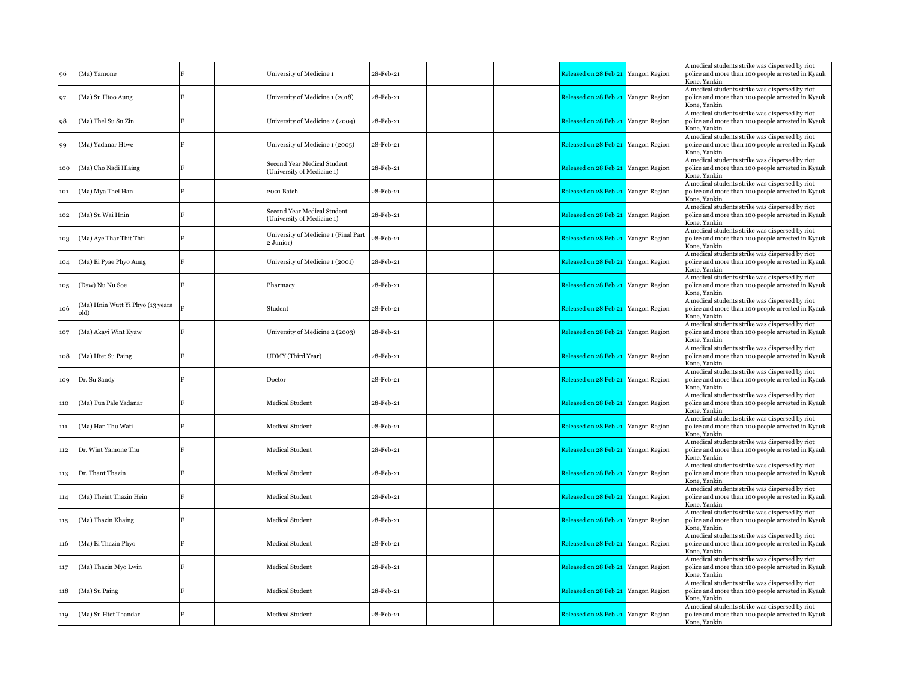| 96 | (Ma) Yamone | F | | University of Medicine 1 | 28-Feb-21 | | | Released on 28 Feb 21 | Yangon Region | A medical students strike was dispersed by riot police and more than 100 people arrested in Kyauk Kone, Yankin |
|---|---|---|---|---|---|---|---|---|---|---|
| 97 | (Ma) Su Htoo Aung | F | | University of Medicine 1 (2018) | 28-Feb-21 | | | Released on 28 Feb 21 | Yangon Region | A medical students strike was dispersed by riot police and more than 100 people arrested in Kyauk Kone, Yankin |
| 98 | (Ma) Thel Su Su Zin | F | | University of Medicine 2 (2004) | 28-Feb-21 | | | Released on 28 Feb 21 | Yangon Region | A medical students strike was dispersed by riot police and more than 100 people arrested in Kyauk Kone, Yankin |
| 99 | (Ma) Yadanar Htwe | F | | University of Medicine 1 (2005) | 28-Feb-21 | | | Released on 28 Feb 21 | Yangon Region | A medical students strike was dispersed by riot police and more than 100 people arrested in Kyauk Kone, Yankin |
| 100 | (Ma) Cho Nadi Hlaing | F | | Second Year Medical Student (University of Medicine 1) | 28-Feb-21 | | | Released on 28 Feb 21 | Yangon Region | A medical students strike was dispersed by riot police and more than 100 people arrested in Kyauk Kone, Yankin |
| 101 | (Ma) Mya Thel Han | F | | 2001 Batch | 28-Feb-21 | | | Released on 28 Feb 21 | Yangon Region | A medical students strike was dispersed by riot police and more than 100 people arrested in Kyauk Kone, Yankin |
| 102 | (Ma) Su Wai Hnin | F | | Second Year Medical Student (University of Medicine 1) | 28-Feb-21 | | | Released on 28 Feb 21 | Yangon Region | A medical students strike was dispersed by riot police and more than 100 people arrested in Kyauk Kone, Yankin |
| 103 | (Ma) Aye Thar Thit Thti | F | | University of Medicine 1 (Final Part 2 Junior) | 28-Feb-21 | | | Released on 28 Feb 21 | Yangon Region | A medical students strike was dispersed by riot police and more than 100 people arrested in Kyauk Kone, Yankin |
| 104 | (Ma) Ei Pyae Phyo Aung | F | | University of Medicine 1 (2001) | 28-Feb-21 | | | Released on 28 Feb 21 | Yangon Region | A medical students strike was dispersed by riot police and more than 100 people arrested in Kyauk Kone, Yankin |
| 105 | (Daw) Nu Nu Soe | F | | Pharmacy | 28-Feb-21 | | | Released on 28 Feb 21 | Yangon Region | A medical students strike was dispersed by riot police and more than 100 people arrested in Kyauk Kone, Yankin |
| 106 | (Ma) Hnin Wutt Yi Phyo (13 years old) | F | | Student | 28-Feb-21 | | | Released on 28 Feb 21 | Yangon Region | A medical students strike was dispersed by riot police and more than 100 people arrested in Kyauk Kone, Yankin |
| 107 | (Ma) Akayi Wint Kyaw | F | | University of Medicine 2 (2003) | 28-Feb-21 | | | Released on 28 Feb 21 | Yangon Region | A medical students strike was dispersed by riot police and more than 100 people arrested in Kyauk Kone, Yankin |
| 108 | (Ma) Htet Su Paing | F | | UDMY (Third Year) | 28-Feb-21 | | | Released on 28 Feb 21 | Yangon Region | A medical students strike was dispersed by riot police and more than 100 people arrested in Kyauk Kone, Yankin |
| 109 | Dr. Su Sandy | F | | Doctor | 28-Feb-21 | | | Released on 28 Feb 21 | Yangon Region | A medical students strike was dispersed by riot police and more than 100 people arrested in Kyauk Kone, Yankin |
| 110 | (Ma) Tun Pale Yadanar | F | | Medical Student | 28-Feb-21 | | | Released on 28 Feb 21 | Yangon Region | A medical students strike was dispersed by riot police and more than 100 people arrested in Kyauk Kone, Yankin |
| 111 | (Ma) Han Thu Wati | F | | Medical Student | 28-Feb-21 | | | Released on 28 Feb 21 | Yangon Region | A medical students strike was dispersed by riot police and more than 100 people arrested in Kyauk Kone, Yankin |
| 112 | Dr. Wint Yamone Thu | F | | Medical Student | 28-Feb-21 | | | Released on 28 Feb 21 | Yangon Region | A medical students strike was dispersed by riot police and more than 100 people arrested in Kyauk Kone, Yankin |
| 113 | Dr. Thant Thazin | F | | Medical Student | 28-Feb-21 | | | Released on 28 Feb 21 | Yangon Region | A medical students strike was dispersed by riot police and more than 100 people arrested in Kyauk Kone, Yankin |
| 114 | (Ma) Theint Thazin Hein | F | | Medical Student | 28-Feb-21 | | | Released on 28 Feb 21 | Yangon Region | A medical students strike was dispersed by riot police and more than 100 people arrested in Kyauk Kone, Yankin |
| 115 | (Ma) Thazin Khaing | F | | Medical Student | 28-Feb-21 | | | Released on 28 Feb 21 | Yangon Region | A medical students strike was dispersed by riot police and more than 100 people arrested in Kyauk Kone, Yankin |
| 116 | (Ma) Ei Thazin Phyo | F | | Medical Student | 28-Feb-21 | | | Released on 28 Feb 21 | Yangon Region | A medical students strike was dispersed by riot police and more than 100 people arrested in Kyauk Kone, Yankin |
| 117 | (Ma) Thazin Myo Lwin | F | | Medical Student | 28-Feb-21 | | | Released on 28 Feb 21 | Yangon Region | A medical students strike was dispersed by riot police and more than 100 people arrested in Kyauk Kone, Yankin |
| 118 | (Ma) Su Paing | F | | Medical Student | 28-Feb-21 | | | Released on 28 Feb 21 | Yangon Region | A medical students strike was dispersed by riot police and more than 100 people arrested in Kyauk Kone, Yankin |
| 119 | (Ma) Su Htet Thandar | F | | Medical Student | 28-Feb-21 | | | Released on 28 Feb 21 | Yangon Region | A medical students strike was dispersed by riot police and more than 100 people arrested in Kyauk Kone, Yankin |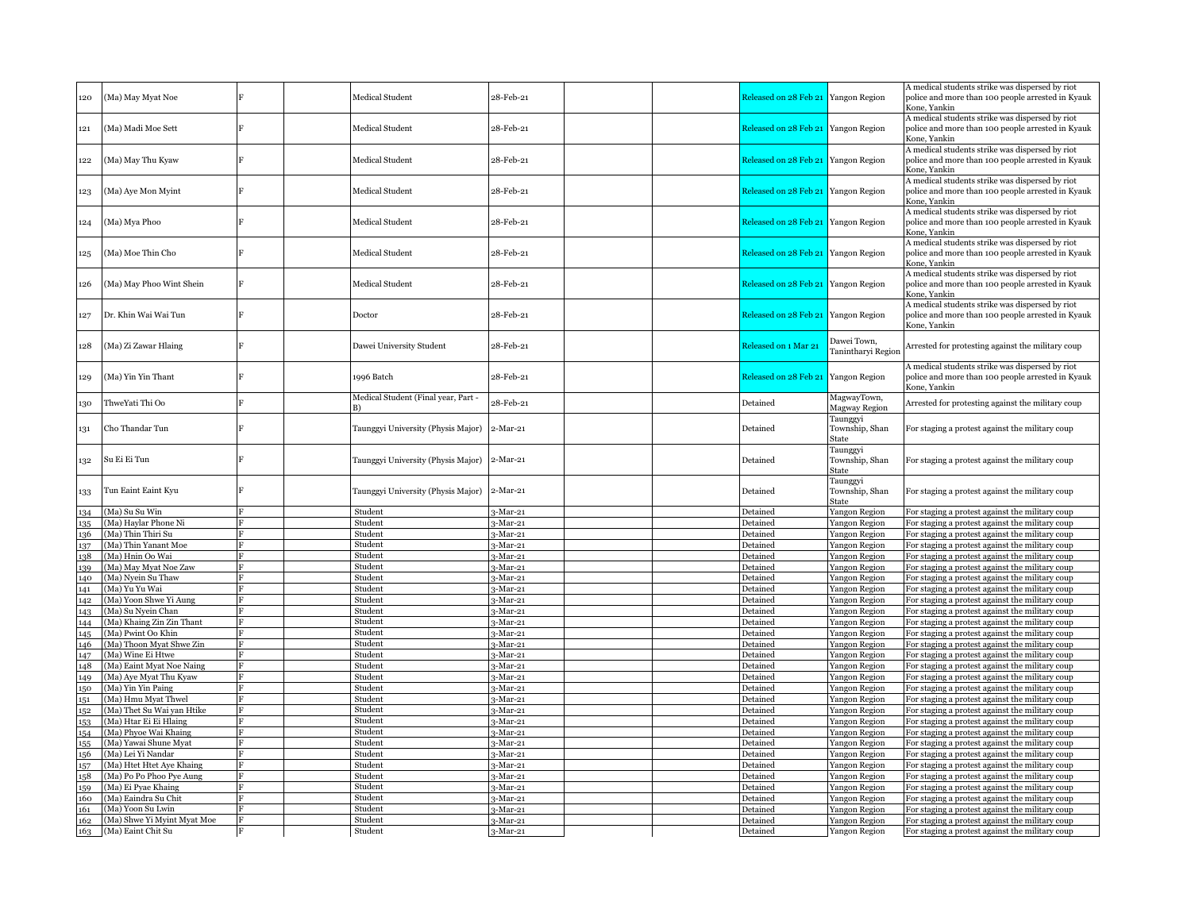| 120 | (Ma) May Myat Noe | F | | Medical Student | 28-Feb-21 | | | Released on 28 Feb 21 | Yangon Region | A medical students strike was dispersed by riot police and more than 100 people arrested in Kyauk Kone, Yankin |
|---|---|---|---|---|---|---|---|---|---|---|
| 121 | (Ma) Madi Moe Sett | F | | Medical Student | 28-Feb-21 | | | Released on 28 Feb 21 | Yangon Region | A medical students strike was dispersed by riot police and more than 100 people arrested in Kyauk Kone, Yankin |
| 122 | (Ma) May Thu Kyaw | F | | Medical Student | 28-Feb-21 | | | Released on 28 Feb 21 | Yangon Region | A medical students strike was dispersed by riot police and more than 100 people arrested in Kyauk Kone, Yankin |
| 123 | (Ma) Aye Mon Myint | F | | Medical Student | 28-Feb-21 | | | Released on 28 Feb 21 | Yangon Region | A medical students strike was dispersed by riot police and more than 100 people arrested in Kyauk Kone, Yankin |
| 124 | (Ma) Mya Phoo | F | | Medical Student | 28-Feb-21 | | | Released on 28 Feb 21 | Yangon Region | A medical students strike was dispersed by riot police and more than 100 people arrested in Kyauk Kone, Yankin |
| 125 | (Ma) Moe Thin Cho | F | | Medical Student | 28-Feb-21 | | | Released on 28 Feb 21 | Yangon Region | A medical students strike was dispersed by riot police and more than 100 people arrested in Kyauk Kone, Yankin |
| 126 | (Ma) May Phoo Wint Shein | F | | Medical Student | 28-Feb-21 | | | Released on 28 Feb 21 | Yangon Region | A medical students strike was dispersed by riot police and more than 100 people arrested in Kyauk Kone, Yankin |
| 127 | Dr. Khin Wai Wai Tun | F | | Doctor | 28-Feb-21 | | | Released on 28 Feb 21 | Yangon Region | A medical students strike was dispersed by riot police and more than 100 people arrested in Kyauk Kone, Yankin |
| 128 | (Ma) Zi Zawar Hlaing | F | | Dawei University Student | 28-Feb-21 | | | Released on 1 Mar 21 | Dawei Town, Tanintharyi Region | Arrested for protesting against the military coup |
| 129 | (Ma) Yin Yin Thant | F | | 1996 Batch | 28-Feb-21 | | | Released on 28 Feb 21 | Yangon Region | A medical students strike was dispersed by riot police and more than 100 people arrested in Kyauk Kone, Yankin |
| 130 | ThweYati Thi Oo | F | | Medical Student (Final year, Part - B) | 28-Feb-21 | | | Detained | MagwayTown, Magway Region | Arrested for protesting against the military coup |
| 131 | Cho Thandar Tun | F | | Taunggyi University (Physis Major) | 2-Mar-21 | | | Detained | Taunggyi Township, Shan State | For staging a protest against the military coup |
| 132 | Su Ei Ei Tun | F | | Taunggyi University (Physis Major) | 2-Mar-21 | | | Detained | Taunggyi Township, Shan State | For staging a protest against the military coup |
| 133 | Tun Eaint Eaint Kyu | F | | Taunggyi University (Physis Major) | 2-Mar-21 | | | Detained | Taunggyi Township, Shan State | For staging a protest against the military coup |
| 134 | (Ma) Su Su Win | F | | Student | 3-Mar-21 | | | Detained | Yangon Region | For staging a protest against the military coup |
| 135 | (Ma) Haylar Phone Ni | F | | Student | 3-Mar-21 | | | Detained | Yangon Region | For staging a protest against the military coup |
| 136 | (Ma) Thin Thiri Su | F | | Student | 3-Mar-21 | | | Detained | Yangon Region | For staging a protest against the military coup |
| 137 | (Ma) Thin Yanant Moe | F | | Student | 3-Mar-21 | | | Detained | Yangon Region | For staging a protest against the military coup |
| 138 | (Ma) Hnin Oo Wai | F | | Student | 3-Mar-21 | | | Detained | Yangon Region | For staging a protest against the military coup |
| 139 | (Ma) May Myat Noe Zaw | F | | Student | 3-Mar-21 | | | Detained | Yangon Region | For staging a protest against the military coup |
| 140 | (Ma) Nyein Su Thaw | F | | Student | 3-Mar-21 | | | Detained | Yangon Region | For staging a protest against the military coup |
| 141 | (Ma) Yu Yu Wai | F | | Student | 3-Mar-21 | | | Detained | Yangon Region | For staging a protest against the military coup |
| 142 | (Ma) Yoon Shwe Yi Aung | F | | Student | 3-Mar-21 | | | Detained | Yangon Region | For staging a protest against the military coup |
| 143 | (Ma) Su Nyein Chan | F | | Student | 3-Mar-21 | | | Detained | Yangon Region | For staging a protest against the military coup |
| 144 | (Ma) Khaing Zin Zin Thant | F | | Student | 3-Mar-21 | | | Detained | Yangon Region | For staging a protest against the military coup |
| 145 | (Ma) Pwint Oo Khin | F | | Student | 3-Mar-21 | | | Detained | Yangon Region | For staging a protest against the military coup |
| 146 | (Ma) Thoon Myat Shwe Zin | F | | Student | 3-Mar-21 | | | Detained | Yangon Region | For staging a protest against the military coup |
| 147 | (Ma) Wine Ei Htwe | F | | Student | 3-Mar-21 | | | Detained | Yangon Region | For staging a protest against the military coup |
| 148 | (Ma) Eaint Myat Noe Naing | F | | Student | 3-Mar-21 | | | Detained | Yangon Region | For staging a protest against the military coup |
| 149 | (Ma) Aye Myat Thu Kyaw | F | | Student | 3-Mar-21 | | | Detained | Yangon Region | For staging a protest against the military coup |
| 150 | (Ma) Yin Yin Paing | F | | Student | 3-Mar-21 | | | Detained | Yangon Region | For staging a protest against the military coup |
| 151 | (Ma) Hmu Myat Thwel | F | | Student | 3-Mar-21 | | | Detained | Yangon Region | For staging a protest against the military coup |
| 152 | (Ma) Thet Su Wai yan Htike | F | | Student | 3-Mar-21 | | | Detained | Yangon Region | For staging a protest against the military coup |
| 153 | (Ma) Htar Ei Ei Hlaing | F | | Student | 3-Mar-21 | | | Detained | Yangon Region | For staging a protest against the military coup |
| 154 | (Ma) Phyoe Wai Khaing | F | | Student | 3-Mar-21 | | | Detained | Yangon Region | For staging a protest against the military coup |
| 155 | (Ma) Yawai Shune Myat | F | | Student | 3-Mar-21 | | | Detained | Yangon Region | For staging a protest against the military coup |
| 156 | (Ma) Lei Yi Nandar | F | | Student | 3-Mar-21 | | | Detained | Yangon Region | For staging a protest against the military coup |
| 157 | (Ma) Htet Htet Aye Khaing | F | | Student | 3-Mar-21 | | | Detained | Yangon Region | For staging a protest against the military coup |
| 158 | (Ma) Po Po Phoo Pye Aung | F | | Student | 3-Mar-21 | | | Detained | Yangon Region | For staging a protest against the military coup |
| 159 | (Ma) Ei Pyae Khaing | F | | Student | 3-Mar-21 | | | Detained | Yangon Region | For staging a protest against the military coup |
| 160 | (Ma) Eaindra Su Chit | F | | Student | 3-Mar-21 | | | Detained | Yangon Region | For staging a protest against the military coup |
| 161 | (Ma) Yoon Su Lwin | F | | Student | 3-Mar-21 | | | Detained | Yangon Region | For staging a protest against the military coup |
| 162 | (Ma) Shwe Yi Myint Myat Moe | F | | Student | 3-Mar-21 | | | Detained | Yangon Region | For staging a protest against the military coup |
| 163 | (Ma) Eaint Chit Su | F | | Student | 3-Mar-21 | | | Detained | Yangon Region | For staging a protest against the military coup |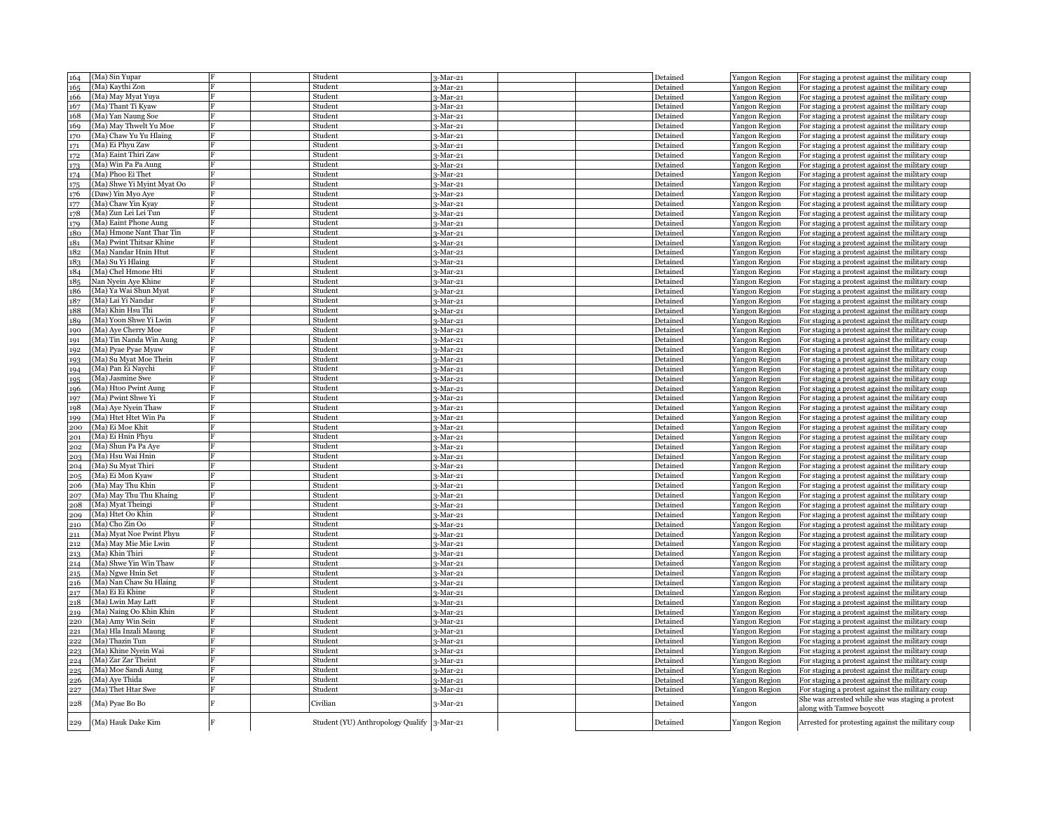| 164 | (Ma) Sin Yupar | F | | Student | 3-Mar-21 | | | Detained | Yangon Region | For staging a protest against the military coup |
|---|---|---|---|---|---|---|---|---|---|---|
| 165 | (Ma) Kaythi Zon | F | | Student | 3-Mar-21 | | | Detained | Yangon Region | For staging a protest against the military coup |
| 166 | (Ma) May Myat Yuya | F | | Student | 3-Mar-21 | | | Detained | Yangon Region | For staging a protest against the military coup |
| 167 | (Ma) Thant Ti Kyaw | F | | Student | 3-Mar-21 | | | Detained | Yangon Region | For staging a protest against the military coup |
| 168 | (Ma) Yan Naung Soe | F | | Student | 3-Mar-21 | | | Detained | Yangon Region | For staging a protest against the military coup |
| 169 | (Ma) May Thwelt Yu Moe | F | | Student | 3-Mar-21 | | | Detained | Yangon Region | For staging a protest against the military coup |
| 170 | (Ma) Chaw Yu Yu Hlaing | F | | Student | 3-Mar-21 | | | Detained | Yangon Region | For staging a protest against the military coup |
| 171 | (Ma) Ei Phyu Zaw | F | | Student | 3-Mar-21 | | | Detained | Yangon Region | For staging a protest against the military coup |
| 172 | (Ma) Eaint Thiri Zaw | F | | Student | 3-Mar-21 | | | Detained | Yangon Region | For staging a protest against the military coup |
| 173 | (Ma) Win Pa Pa Aung | F | | Student | 3-Mar-21 | | | Detained | Yangon Region | For staging a protest against the military coup |
| 174 | (Ma) Phoo Ei Thet | F | | Student | 3-Mar-21 | | | Detained | Yangon Region | For staging a protest against the military coup |
| 175 | (Ma) Shwe Yi Myint Myat Oo | F | | Student | 3-Mar-21 | | | Detained | Yangon Region | For staging a protest against the military coup |
| 176 | (Daw) Yin Myo Aye | F | | Student | 3-Mar-21 | | | Detained | Yangon Region | For staging a protest against the military coup |
| 177 | (Ma) Chaw Yin Kyay | F | | Student | 3-Mar-21 | | | Detained | Yangon Region | For staging a protest against the military coup |
| 178 | (Ma) Zun Lei Lei Tun | F | | Student | 3-Mar-21 | | | Detained | Yangon Region | For staging a protest against the military coup |
| 179 | (Ma) Eaint Phone Aung | F | | Student | 3-Mar-21 | | | Detained | Yangon Region | For staging a protest against the military coup |
| 180 | (Ma) Hmone Nant Thar Tin | F | | Student | 3-Mar-21 | | | Detained | Yangon Region | For staging a protest against the military coup |
| 181 | (Ma) Pwint Thitsar Khine | F | | Student | 3-Mar-21 | | | Detained | Yangon Region | For staging a protest against the military coup |
| 182 | (Ma) Nandar Hnin Htut | F | | Student | 3-Mar-21 | | | Detained | Yangon Region | For staging a protest against the military coup |
| 183 | (Ma) Su Yi Hlaing | F | | Student | 3-Mar-21 | | | Detained | Yangon Region | For staging a protest against the military coup |
| 184 | (Ma) Chel Hmone Hti | F | | Student | 3-Mar-21 | | | Detained | Yangon Region | For staging a protest against the military coup |
| 185 | Nan Nyein Aye Khine | F | | Student | 3-Mar-21 | | | Detained | Yangon Region | For staging a protest against the military coup |
| 186 | (Ma) Ya Wai Shun Myat | F | | Student | 3-Mar-21 | | | Detained | Yangon Region | For staging a protest against the military coup |
| 187 | (Ma) Lai Yi Nandar | F | | Student | 3-Mar-21 | | | Detained | Yangon Region | For staging a protest against the military coup |
| 188 | (Ma) Khin Hsu Thi | F | | Student | 3-Mar-21 | | | Detained | Yangon Region | For staging a protest against the military coup |
| 189 | (Ma) Yoon Shwe Yi Lwin | F | | Student | 3-Mar-21 | | | Detained | Yangon Region | For staging a protest against the military coup |
| 190 | (Ma) Aye Cherry Moe | F | | Student | 3-Mar-21 | | | Detained | Yangon Region | For staging a protest against the military coup |
| 191 | (Ma) Tin Nanda Win Aung | F | | Student | 3-Mar-21 | | | Detained | Yangon Region | For staging a protest against the military coup |
| 192 | (Ma) Pyae Pyae Myaw | F | | Student | 3-Mar-21 | | | Detained | Yangon Region | For staging a protest against the military coup |
| 193 | (Ma) Su Myat Moe Thein | F | | Student | 3-Mar-21 | | | Detained | Yangon Region | For staging a protest against the military coup |
| 194 | (Ma) Pan Ei Naychi | F | | Student | 3-Mar-21 | | | Detained | Yangon Region | For staging a protest against the military coup |
| 195 | (Ma) Jasmine Swe | F | | Student | 3-Mar-21 | | | Detained | Yangon Region | For staging a protest against the military coup |
| 196 | (Ma) Htoo Pwint Aung | F | | Student | 3-Mar-21 | | | Detained | Yangon Region | For staging a protest against the military coup |
| 197 | (Ma) Pwint Shwe Yi | F | | Student | 3-Mar-21 | | | Detained | Yangon Region | For staging a protest against the military coup |
| 198 | (Ma) Aye Nyein Thaw | F | | Student | 3-Mar-21 | | | Detained | Yangon Region | For staging a protest against the military coup |
| 199 | (Ma) Htet Htet Win Pa | F | | Student | 3-Mar-21 | | | Detained | Yangon Region | For staging a protest against the military coup |
| 200 | (Ma) Ei Moe Khit | F | | Student | 3-Mar-21 | | | Detained | Yangon Region | For staging a protest against the military coup |
| 201 | (Ma) Ei Hnin Phyu | F | | Student | 3-Mar-21 | | | Detained | Yangon Region | For staging a protest against the military coup |
| 202 | (Ma) Shun Pa Pa Aye | F | | Student | 3-Mar-21 | | | Detained | Yangon Region | For staging a protest against the military coup |
| 203 | (Ma) Hsu Wai Hnin | F | | Student | 3-Mar-21 | | | Detained | Yangon Region | For staging a protest against the military coup |
| 204 | (Ma) Su Myat Thiri | F | | Student | 3-Mar-21 | | | Detained | Yangon Region | For staging a protest against the military coup |
| 205 | (Ma) Ei Mon Kyaw | F | | Student | 3-Mar-21 | | | Detained | Yangon Region | For staging a protest against the military coup |
| 206 | (Ma) May Thu Khin | F | | Student | 3-Mar-21 | | | Detained | Yangon Region | For staging a protest against the military coup |
| 207 | (Ma) May Thu Thu Khaing | F | | Student | 3-Mar-21 | | | Detained | Yangon Region | For staging a protest against the military coup |
| 208 | (Ma) Myat Theingi | F | | Student | 3-Mar-21 | | | Detained | Yangon Region | For staging a protest against the military coup |
| 209 | (Ma) Htet Oo Khin | F | | Student | 3-Mar-21 | | | Detained | Yangon Region | For staging a protest against the military coup |
| 210 | (Ma) Cho Zin Oo | F | | Student | 3-Mar-21 | | | Detained | Yangon Region | For staging a protest against the military coup |
| 211 | (Ma) Myat Noe Pwint Phyu | F | | Student | 3-Mar-21 | | | Detained | Yangon Region | For staging a protest against the military coup |
| 212 | (Ma) May Mie Mie Lwin | F | | Student | 3-Mar-21 | | | Detained | Yangon Region | For staging a protest against the military coup |
| 213 | (Ma) Khin Thiri | F | | Student | 3-Mar-21 | | | Detained | Yangon Region | For staging a protest against the military coup |
| 214 | (Ma) Shwe Yin Win Thaw | F | | Student | 3-Mar-21 | | | Detained | Yangon Region | For staging a protest against the military coup |
| 215 | (Ma) Ngwe Hnin Set | F | | Student | 3-Mar-21 | | | Detained | Yangon Region | For staging a protest against the military coup |
| 216 | (Ma) Nan Chaw Su Hlaing | F | | Student | 3-Mar-21 | | | Detained | Yangon Region | For staging a protest against the military coup |
| 217 | (Ma) Ei Ei Khine | F | | Student | 3-Mar-21 | | | Detained | Yangon Region | For staging a protest against the military coup |
| 218 | (Ma) Lwin May Latt | F | | Student | 3-Mar-21 | | | Detained | Yangon Region | For staging a protest against the military coup |
| 219 | (Ma) Naing Oo Khin Khin | F | | Student | 3-Mar-21 | | | Detained | Yangon Region | For staging a protest against the military coup |
| 220 | (Ma) Amy Win Sein | F | | Student | 3-Mar-21 | | | Detained | Yangon Region | For staging a protest against the military coup |
| 221 | (Ma) Hla Inzali Maung | F | | Student | 3-Mar-21 | | | Detained | Yangon Region | For staging a protest against the military coup |
| 222 | (Ma) Thazin Tun | F | | Student | 3-Mar-21 | | | Detained | Yangon Region | For staging a protest against the military coup |
| 223 | (Ma) Khine Nyein Wai | F | | Student | 3-Mar-21 | | | Detained | Yangon Region | For staging a protest against the military coup |
| 224 | (Ma) Zar Zar Theint | F | | Student | 3-Mar-21 | | | Detained | Yangon Region | For staging a protest against the military coup |
| 225 | (Ma) Moe Sandi Aung | F | | Student | 3-Mar-21 | | | Detained | Yangon Region | For staging a protest against the military coup |
| 226 | (Ma) Aye Thida | F | | Student | 3-Mar-21 | | | Detained | Yangon Region | For staging a protest against the military coup |
| 227 | (Ma) Thet Htar Swe | F | | Student | 3-Mar-21 | | | Detained | Yangon Region | For staging a protest against the military coup |
| 228 | (Ma) Pyae Bo Bo | F | | Civilian | 3-Mar-21 | | | Detained | Yangon | She was arrested while she was staging a protest along with Tamwe boycott |
| 229 | (Ma) Hauk Dake Kim | F | | Student (YU) Anthropology Qualify | 3-Mar-21 | | | Detained | Yangon Region | Arrested for protesting against the military coup |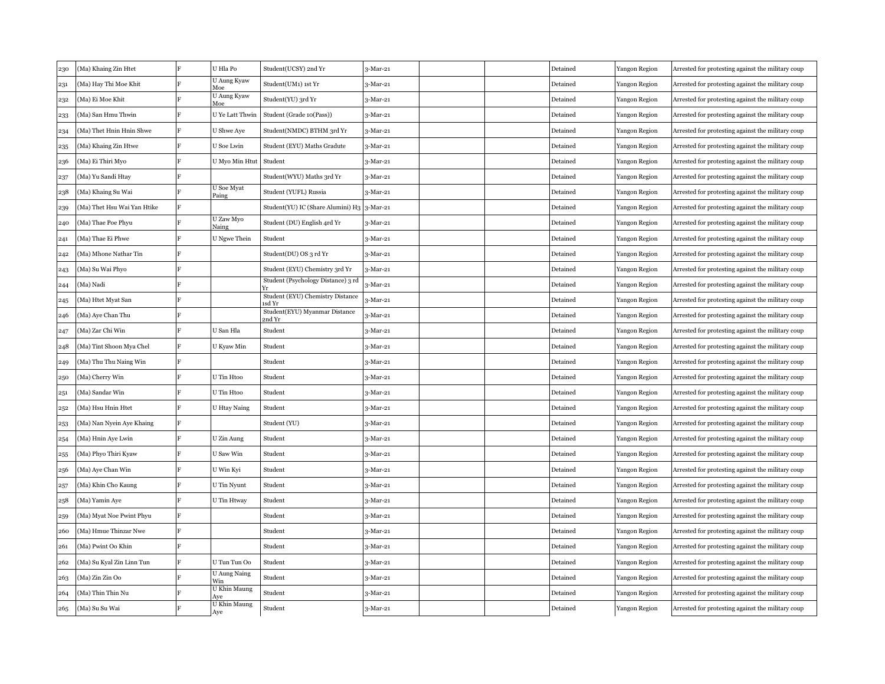| 230 | (Ma) Khaing Zin Htet | F | U Hla Po | Student(UCSY) 2nd Yr | 3-Mar-21 | | | Detained | Yangon Region | Arrested for protesting against the military coup |
|---|---|---|---|---|---|---|---|---|---|---|
| 231 | (Ma) Hay Thi Moe Khit | F | U Aung Kyaw Moe | Student(UM1) 1st Yr | 3-Mar-21 | | | Detained | Yangon Region | Arrested for protesting against the military coup |
| 232 | (Ma) Ei Moe Khit | F | U Aung Kyaw Moe | Student(YU) 3rd Yr | 3-Mar-21 | | | Detained | Yangon Region | Arrested for protesting against the military coup |
| 233 | (Ma) San Hmu Thwin | F | U Ye Latt Thwin | Student (Grade 10(Pass)) | 3-Mar-21 | | | Detained | Yangon Region | Arrested for protesting against the military coup |
| 234 | (Ma) Thet Hnin Hnin Shwe | F | U Shwe Aye | Student(NMDC) BTHM 3rd Yr | 3-Mar-21 | | | Detained | Yangon Region | Arrested for protesting against the military coup |
| 235 | (Ma) Khaing Zin Htwe | F | U Soe Lwin | Student (EYU) Maths Gradute | 3-Mar-21 | | | Detained | Yangon Region | Arrested for protesting against the military coup |
| 236 | (Ma) Ei Thiri Myo | F | U Myo Min Htut | Student | 3-Mar-21 | | | Detained | Yangon Region | Arrested for protesting against the military coup |
| 237 | (Ma) Yu Sandi Htay | F | | Student(WYU) Maths 3rd Yr | 3-Mar-21 | | | Detained | Yangon Region | Arrested for protesting against the military coup |
| 238 | (Ma) Khaing Su Wai | F | U Soe Myat Paing | Student (YUFL) Russia | 3-Mar-21 | | | Detained | Yangon Region | Arrested for protesting against the military coup |
| 239 | (Ma) Thet Hsu Wai Yan Htike | F | | Student(YU) IC (Share Alumini) H3 | 3-Mar-21 | | | Detained | Yangon Region | Arrested for protesting against the military coup |
| 240 | (Ma) Thae Poe Phyu | F | U Zaw Myo Naing | Student (DU) English 4rd Yr | 3-Mar-21 | | | Detained | Yangon Region | Arrested for protesting against the military coup |
| 241 | (Ma) Thae Ei Phwe | F | U Ngwe Thein | Student | 3-Mar-21 | | | Detained | Yangon Region | Arrested for protesting against the military coup |
| 242 | (Ma) Mhone Nathar Tin | F | | Student(DU) OS 3 rd Yr | 3-Mar-21 | | | Detained | Yangon Region | Arrested for protesting against the military coup |
| 243 | (Ma) Su Wai Phyo | F | | Student (EYU) Chemistry 3rd Yr | 3-Mar-21 | | | Detained | Yangon Region | Arrested for protesting against the military coup |
| 244 | (Ma) Nadi | F | | Student (Psychology Distance) 3 rd Yr | 3-Mar-21 | | | Detained | Yangon Region | Arrested for protesting against the military coup |
| 245 | (Ma) Htet Myat San | F | | Student (EYU) Chemistry Distance 1sd Yr | 3-Mar-21 | | | Detained | Yangon Region | Arrested for protesting against the military coup |
| 246 | (Ma) Aye Chan Thu | F | | Student(EYU) Myanmar Distance 2nd Yr | 3-Mar-21 | | | Detained | Yangon Region | Arrested for protesting against the military coup |
| 247 | (Ma) Zar Chi Win | F | U San Hla | Student | 3-Mar-21 | | | Detained | Yangon Region | Arrested for protesting against the military coup |
| 248 | (Ma) Tint Shoon Mya Chel | F | U Kyaw Min | Student | 3-Mar-21 | | | Detained | Yangon Region | Arrested for protesting against the military coup |
| 249 | (Ma) Thu Thu Naing Win | F | | Student | 3-Mar-21 | | | Detained | Yangon Region | Arrested for protesting against the military coup |
| 250 | (Ma) Cherry Win | F | U Tin Htoo | Student | 3-Mar-21 | | | Detained | Yangon Region | Arrested for protesting against the military coup |
| 251 | (Ma) Sandar Win | F | U Tin Htoo | Student | 3-Mar-21 | | | Detained | Yangon Region | Arrested for protesting against the military coup |
| 252 | (Ma) Hsu Hnin Htet | F | U Htay Naing | Student | 3-Mar-21 | | | Detained | Yangon Region | Arrested for protesting against the military coup |
| 253 | (Ma) Nan Nyein Aye Khaing | F | | Student (YU) | 3-Mar-21 | | | Detained | Yangon Region | Arrested for protesting against the military coup |
| 254 | (Ma) Hnin Aye Lwin | F | U Zin Aung | Student | 3-Mar-21 | | | Detained | Yangon Region | Arrested for protesting against the military coup |
| 255 | (Ma) Phyo Thiri Kyaw | F | U Saw Win | Student | 3-Mar-21 | | | Detained | Yangon Region | Arrested for protesting against the military coup |
| 256 | (Ma) Aye Chan Win | F | U Win Kyi | Student | 3-Mar-21 | | | Detained | Yangon Region | Arrested for protesting against the military coup |
| 257 | (Ma) Khin Cho Kaung | F | U Tin Nyunt | Student | 3-Mar-21 | | | Detained | Yangon Region | Arrested for protesting against the military coup |
| 258 | (Ma) Yamin Aye | F | U Tin Htway | Student | 3-Mar-21 | | | Detained | Yangon Region | Arrested for protesting against the military coup |
| 259 | (Ma) Myat Noe Pwint Phyu | F | | Student | 3-Mar-21 | | | Detained | Yangon Region | Arrested for protesting against the military coup |
| 260 | (Ma) Hmue Thinzar Nwe | F | | Student | 3-Mar-21 | | | Detained | Yangon Region | Arrested for protesting against the military coup |
| 261 | (Ma) Pwint Oo Khin | F | | Student | 3-Mar-21 | | | Detained | Yangon Region | Arrested for protesting against the military coup |
| 262 | (Ma) Su Kyal Zin Linn Tun | F | U Tun Tun Oo | Student | 3-Mar-21 | | | Detained | Yangon Region | Arrested for protesting against the military coup |
| 263 | (Ma) Zin Zin Oo | F | U Aung Naing Win | Student | 3-Mar-21 | | | Detained | Yangon Region | Arrested for protesting against the military coup |
| 264 | (Ma) Thin Thin Nu | F | U Khin Maung Aye | Student | 3-Mar-21 | | | Detained | Yangon Region | Arrested for protesting against the military coup |
| 265 | (Ma) Su Su Wai | F | U Khin Maung Aye | Student | 3-Mar-21 | | | Detained | Yangon Region | Arrested for protesting against the military coup |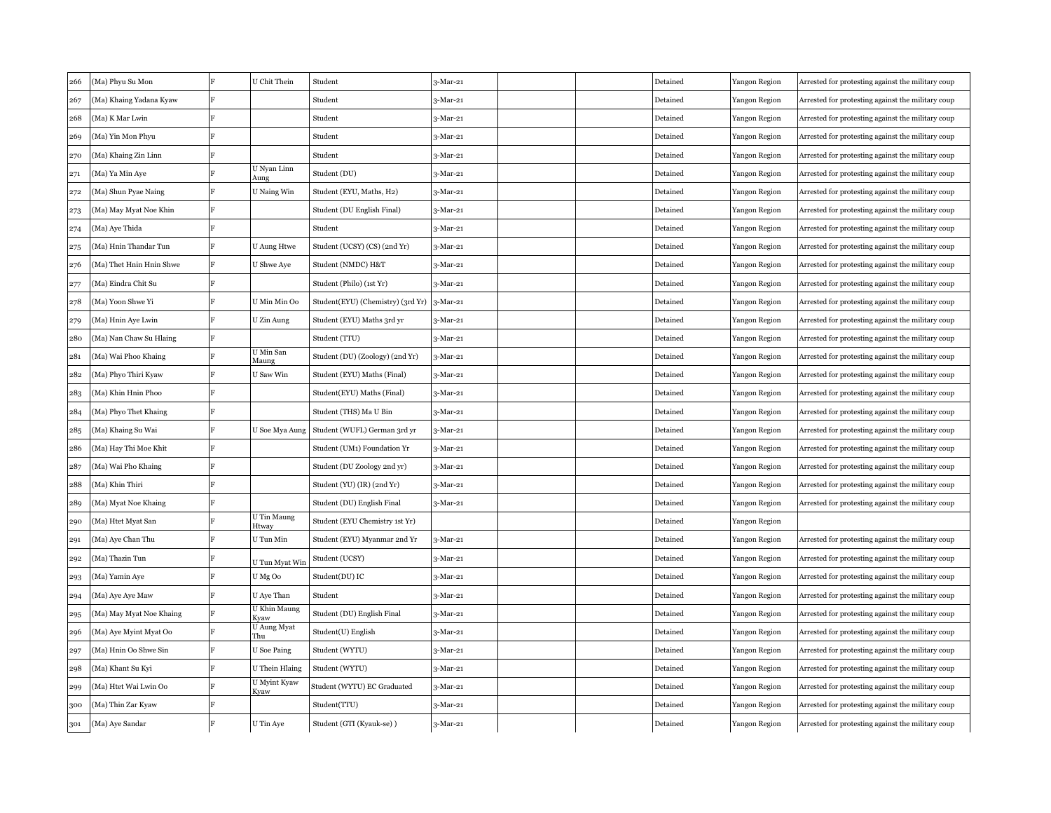| 266 | (Ma) Phyu Su Mon | F | U Chit Thein | Student | 3-Mar-21 | | | Detained | Yangon Region | Arrested for protesting against the military coup |
|---|---|---|---|---|---|---|---|---|---|---|
| 267 | (Ma) Khaing Yadana Kyaw | F | | Student | 3-Mar-21 | | | Detained | Yangon Region | Arrested for protesting against the military coup |
| 268 | (Ma) K Mar Lwin | F | | Student | 3-Mar-21 | | | Detained | Yangon Region | Arrested for protesting against the military coup |
| 269 | (Ma) Yin Mon Phyu | F | | Student | 3-Mar-21 | | | Detained | Yangon Region | Arrested for protesting against the military coup |
| 270 | (Ma) Khaing Zin Linn | F | | Student | 3-Mar-21 | | | Detained | Yangon Region | Arrested for protesting against the military coup |
| 271 | (Ma) Ya Min Aye | F | U Nyan Linn Aung | Student (DU) | 3-Mar-21 | | | Detained | Yangon Region | Arrested for protesting against the military coup |
| 272 | (Ma) Shun Pyae Naing | F | U Naing Win | Student (EYU, Maths, H2) | 3-Mar-21 | | | Detained | Yangon Region | Arrested for protesting against the military coup |
| 273 | (Ma) May Myat Noe Khin | F | | Student (DU English Final) | 3-Mar-21 | | | Detained | Yangon Region | Arrested for protesting against the military coup |
| 274 | (Ma) Aye Thida | F | | Student | 3-Mar-21 | | | Detained | Yangon Region | Arrested for protesting against the military coup |
| 275 | (Ma) Hnin Thandar Tun | F | U Aung Htwe | Student (UCSY) (CS) (2nd Yr) | 3-Mar-21 | | | Detained | Yangon Region | Arrested for protesting against the military coup |
| 276 | (Ma) Thet Hnin Hnin Shwe | F | U Shwe Aye | Student (NMDC) H&T | 3-Mar-21 | | | Detained | Yangon Region | Arrested for protesting against the military coup |
| 277 | (Ma) Eindra Chit Su | F | | Student (Philo) (1st Yr) | 3-Mar-21 | | | Detained | Yangon Region | Arrested for protesting against the military coup |
| 278 | (Ma) Yoon Shwe Yi | F | U Min Min Oo | Student(EYU) (Chemistry) (3rd Yr) | 3-Mar-21 | | | Detained | Yangon Region | Arrested for protesting against the military coup |
| 279 | (Ma) Hnin Aye Lwin | F | U Zin Aung | Student (EYU) Maths 3rd yr | 3-Mar-21 | | | Detained | Yangon Region | Arrested for protesting against the military coup |
| 280 | (Ma) Nan Chaw Su Hlaing | F | | Student (TTU) | 3-Mar-21 | | | Detained | Yangon Region | Arrested for protesting against the military coup |
| 281 | (Ma) Wai Phoo Khaing | F | U Min San Maung | Student (DU) (Zoology) (2nd Yr) | 3-Mar-21 | | | Detained | Yangon Region | Arrested for protesting against the military coup |
| 282 | (Ma) Phyo Thiri Kyaw | F | U Saw Win | Student (EYU) Maths (Final) | 3-Mar-21 | | | Detained | Yangon Region | Arrested for protesting against the military coup |
| 283 | (Ma) Khin Hnin Phoo | F | | Student(EYU) Maths (Final) | 3-Mar-21 | | | Detained | Yangon Region | Arrested for protesting against the military coup |
| 284 | (Ma) Phyo Thet Khaing | F | | Student (THS) Ma U Bin | 3-Mar-21 | | | Detained | Yangon Region | Arrested for protesting against the military coup |
| 285 | (Ma) Khaing Su Wai | F | U Soe Mya Aung | Student (WUFL) German 3rd yr | 3-Mar-21 | | | Detained | Yangon Region | Arrested for protesting against the military coup |
| 286 | (Ma) Hay Thi Moe Khit | F | | Student (UM1) Foundation Yr | 3-Mar-21 | | | Detained | Yangon Region | Arrested for protesting against the military coup |
| 287 | (Ma) Wai Pho Khaing | F | | Student (DU Zoology 2nd yr) | 3-Mar-21 | | | Detained | Yangon Region | Arrested for protesting against the military coup |
| 288 | (Ma) Khin Thiri | F | | Student (YU) (IR) (2nd Yr) | 3-Mar-21 | | | Detained | Yangon Region | Arrested for protesting against the military coup |
| 289 | (Ma) Myat Noe Khaing | F | | Student (DU) English Final | 3-Mar-21 | | | Detained | Yangon Region | Arrested for protesting against the military coup |
| 290 | (Ma) Htet Myat San | F | U Tin Maung Htway | Student (EYU Chemistry 1st Yr) | | | | Detained | Yangon Region | |
| 291 | (Ma) Aye Chan Thu | F | U Tun Min | Student (EYU) Myanmar 2nd Yr | 3-Mar-21 | | | Detained | Yangon Region | Arrested for protesting against the military coup |
| 292 | (Ma) Thazin Tun | F | U Tun Myat Win | Student (UCSY) | 3-Mar-21 | | | Detained | Yangon Region | Arrested for protesting against the military coup |
| 293 | (Ma) Yamin Aye | F | U Mg Oo | Student(DU) IC | 3-Mar-21 | | | Detained | Yangon Region | Arrested for protesting against the military coup |
| 294 | (Ma) Aye Aye Maw | F | U Aye Than | Student | 3-Mar-21 | | | Detained | Yangon Region | Arrested for protesting against the military coup |
| 295 | (Ma) May Myat Noe Khaing | F | U Khin Maung Kyaw | Student (DU) English Final | 3-Mar-21 | | | Detained | Yangon Region | Arrested for protesting against the military coup |
| 296 | (Ma) Aye Myint Myat Oo | F | U Aung Myat Thu | Student(U) English | 3-Mar-21 | | | Detained | Yangon Region | Arrested for protesting against the military coup |
| 297 | (Ma) Hnin Oo Shwe Sin | F | U Soe Paing | Student (WYTU) | 3-Mar-21 | | | Detained | Yangon Region | Arrested for protesting against the military coup |
| 298 | (Ma) Khant Su Kyi | F | U Thein Hlaing | Student (WYTU) | 3-Mar-21 | | | Detained | Yangon Region | Arrested for protesting against the military coup |
| 299 | (Ma) Htet Wai Lwin Oo | F | U Myint Kyaw Kyaw | Student (WYTU) EC Graduated | 3-Mar-21 | | | Detained | Yangon Region | Arrested for protesting against the military coup |
| 300 | (Ma) Thin Zar Kyaw | F | | Student(TTU) | 3-Mar-21 | | | Detained | Yangon Region | Arrested for protesting against the military coup |
| 301 | (Ma) Aye Sandar | F | U Tin Aye | Student (GTI (Kyauk-se) ) | 3-Mar-21 | | | Detained | Yangon Region | Arrested for protesting against the military coup |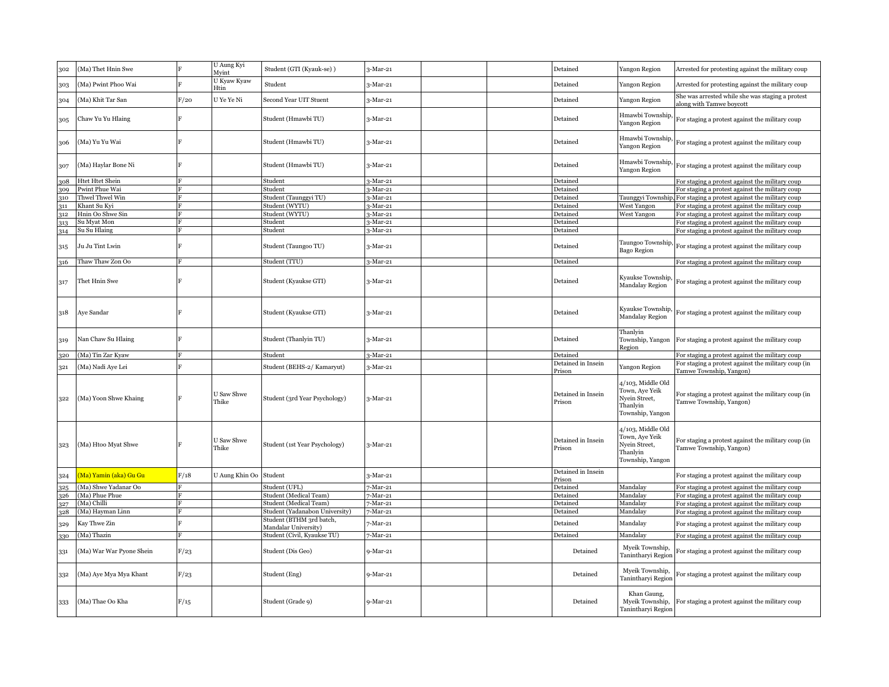| 302 | (Ma) Thet Hnin Swe | F | U Aung Kyi Myint | Student (GTI (Kyauk-se) ) | 3-Mar-21 | | | Detained | Yangon Region | Arrested for protesting against the military coup |
|---|---|---|---|---|---|---|---|---|---|---|
| 303 | (Ma) Pwint Phoo Wai | F | U Kyaw Kyaw Htin | Student | 3-Mar-21 | | | Detained | Yangon Region | Arrested for protesting against the military coup |
| 304 | (Ma) Khit Tar San | F/20 | U Ye Ye Ni | Second Year UIT Stuent | 3-Mar-21 | | | Detained | Yangon Region | She was arrested while she was staging a protest along with Tamwe boycott |
| 305 | Chaw Yu Yu Hlaing | F | | Student (Hmawbi TU) | 3-Mar-21 | | | Detained | Hmawbi Township, Yangon Region | For staging a protest against the military coup |
| 306 | (Ma) Yu Yu Wai | F | | Student (Hmawbi TU) | 3-Mar-21 | | | Detained | Hmawbi Township, Yangon Region | For staging a protest against the military coup |
| 307 | (Ma) Haylar Bone Ni | F | | Student (Hmawbi TU) | 3-Mar-21 | | | Detained | Hmawbi Township, Yangon Region | For staging a protest against the military coup |
| 308 | Htet Htet Shein | F | | Student | 3-Mar-21 | | | Detained | | For staging a protest against the military coup |
| 309 | Pwint Phue Wai | F | | Student | 3-Mar-21 | | | Detained | | For staging a protest against the military coup |
| 310 | Thwel Thwel Win | F | | Student (Taunggyi TU) | 3-Mar-21 | | | Detained | Taunggyi Township, | For staging a protest against the military coup |
| 311 | Khant Su Kyi | F | | Student (WYTU) | 3-Mar-21 | | | Detained | West Yangon | For staging a protest against the military coup |
| 312 | Hnin Oo Shwe Sin | F | | Student (WYTU) | 3-Mar-21 | | | Detained | West Yangon | For staging a protest against the military coup |
| 313 | Su Myat Mon | F | | Student | 3-Mar-21 | | | Detained | | For staging a protest against the military coup |
| 314 | Su Su Hlaing | F | | Student | 3-Mar-21 | | | Detained | | For staging a protest against the military coup |
| 315 | Ju Ju Tint Lwin | F | | Student (Taungoo TU) | 3-Mar-21 | | | Detained | Taungoo Township, Bago Region | For staging a protest against the military coup |
| 316 | Thaw Thaw Zon Oo | F | | Student (TTU) | 3-Mar-21 | | | Detained | | For staging a protest against the military coup |
| 317 | Thet Hnin Swe | F | | Student (Kyaukse GTI) | 3-Mar-21 | | | Detained | Kyaukse Township, Mandalay Region | For staging a protest against the military coup |
| 318 | Aye Sandar | F | | Student (Kyaukse GTI) | 3-Mar-21 | | | Detained | Kyaukse Township, Mandalay Region | For staging a protest against the military coup |
| 319 | Nan Chaw Su Hlaing | F | | Student (Thanlyin TU) | 3-Mar-21 | | | Detained | Thanlyin Township, Yangon Region | For staging a protest against the military coup |
| 320 | (Ma) Tin Zar Kyaw | F | | Student | 3-Mar-21 | | | Detained | | For staging a protest against the military coup |
| 321 | (Ma) Nadi Aye Lei | F | | Student (BEHS-2/ Kamaryut) | 3-Mar-21 | | | Detained in Insein Prison | Yangon Region | For staging a protest against the military coup (in Tamwe Township, Yangon) |
| 322 | (Ma) Yoon Shwe Khaing | F | U Saw Shwe Thike | Student (3rd Year Psychology) | 3-Mar-21 | | | Detained in Insein Prison | 4/103, Middle Old Town, Aye Yeik Nyein Street, Thanlyin Township, Yangon | For staging a protest against the military coup (in Tamwe Township, Yangon) |
| 323 | (Ma) Htoo Myat Shwe | F | U Saw Shwe Thike | Student (1st Year Psychology) | 3-Mar-21 | | | Detained in Insein Prison | 4/103, Middle Old Town, Aye Yeik Nyein Street, Thanlyin Township, Yangon | For staging a protest against the military coup (in Tamwe Township, Yangon) |
| 324 | (Ma) Yamin (aka) Gu Gu | F/18 | U Aung Khin Oo | Student | 3-Mar-21 | | | Detained in Insein Prison | | For staging a protest against the military coup |
| 325 | (Ma) Shwe Yadanar Oo | F | | Student (UFL) | 7-Mar-21 | | | Detained | Mandalay | For staging a protest against the military coup |
| 326 | (Ma) Phue Phue | F | | Student (Medical Team) | 7-Mar-21 | | | Detained | Mandalay | For staging a protest against the military coup |
| 327 | (Ma) Chilli | F | | Student (Medical Team) | 7-Mar-21 | | | Detained | Mandalay | For staging a protest against the military coup |
| 328 | (Ma) Hayman Linn | F | | Student (Yadanabon University) | 7-Mar-21 | | | Detained | Mandalay | For staging a protest against the military coup |
| 329 | Kay Thwe Zin | F | | Student (BTHM 3rd batch, Mandalay University) | 7-Mar-21 | | | Detained | Mandalay | For staging a protest against the military coup |
| 330 | (Ma) Thazin | F | | Student (Civil, Kyaukse TU) | 7-Mar-21 | | | Detained | Mandalay | For staging a protest against the military coup |
| 331 | (Ma) War War Pyone Shein | F/23 | | Student (Dis Geo) | 9-Mar-21 | | | Detained | Myeik Township, Tanintharyi Region | For staging a protest against the military coup |
| 332 | (Ma) Aye Mya Mya Khant | F/23 | | Student (Eng) | 9-Mar-21 | | | Detained | Myeik Township, Tanintharyi Region | For staging a protest against the military coup |
| 333 | (Ma) Thae Oo Kha | F/15 | | Student (Grade 9) | 9-Mar-21 | | | Detained | Khan Gaung, Myeik Township, Tanintharyi Region | For staging a protest against the military coup |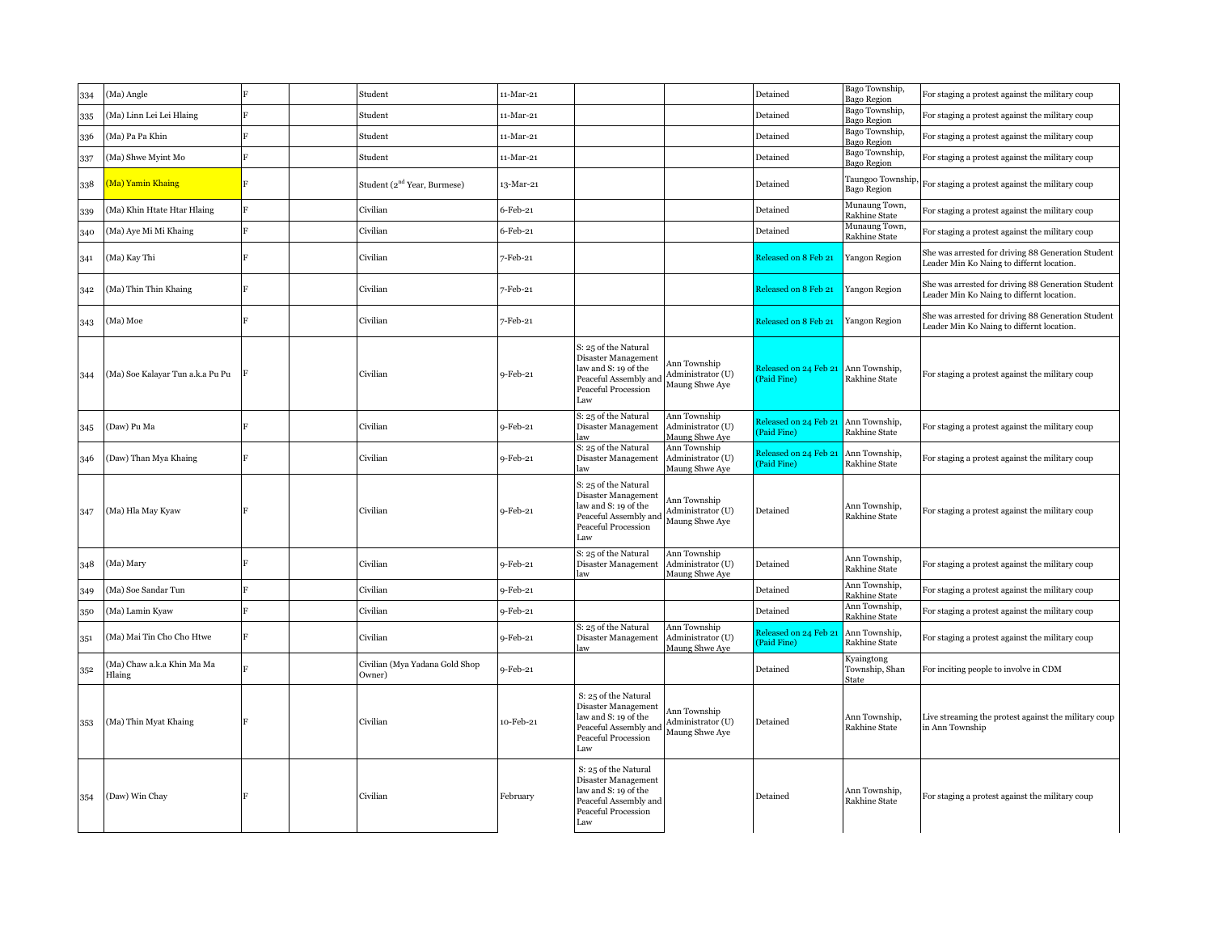| 334 | (Ma) Angle | F | | Student | 11-Mar-21 | | | Detained | Bago Township, Bago Region | For staging a protest against the military coup |
|---|---|---|---|---|---|---|---|---|---|---|
| 335 | (Ma) Linn Lei Lei Hlaing | F | | Student | 11-Mar-21 | | | Detained | Bago Township, Bago Region | For staging a protest against the military coup |
| 336 | (Ma) Pa Pa Khin | F | | Student | 11-Mar-21 | | | Detained | Bago Township, Bago Region | For staging a protest against the military coup |
| 337 | (Ma) Shwe Myint Mo | F | | Student | 11-Mar-21 | | | Detained | Bago Township, Bago Region | For staging a protest against the military coup |
| 338 | (Ma) Yamin Khaing | F | | Student (2nd Year, Burmese) | 13-Mar-21 | | | Detained | Taungoo Township, Bago Region | For staging a protest against the military coup |
| 339 | (Ma) Khin Htate Htar Hlaing | F | | Civilian | 6-Feb-21 | | | Detained | Munaung Town, Rakhine State | For staging a protest against the military coup |
| 340 | (Ma) Aye Mi Mi Khaing | F | | Civilian | 6-Feb-21 | | | Detained | Munaung Town, Rakhine State | For staging a protest against the military coup |
| 341 | (Ma) Kay Thi | F | | Civilian | 7-Feb-21 | | | Released on 8 Feb 21 | Yangon Region | She was arrested for driving 88 Generation Student Leader Min Ko Naing to differnt location. |
| 342 | (Ma) Thin Thin Khaing | F | | Civilian | 7-Feb-21 | | | Released on 8 Feb 21 | Yangon Region | She was arrested for driving 88 Generation Student Leader Min Ko Naing to differnt location. |
| 343 | (Ma) Moe | F | | Civilian | 7-Feb-21 | | | Released on 8 Feb 21 | Yangon Region | She was arrested for driving 88 Generation Student Leader Min Ko Naing to differnt location. |
| 344 | (Ma) Soe Kalayar Tun a.k.a Pu Pu | F | | Civilian | 9-Feb-21 | S: 25 of the Natural Disaster Management law and S: 19 of the Peaceful Assembly and Peaceful Procession Law | Ann Township Administrator (U) Maung Shwe Aye | Released on 24 Feb 21 (Paid Fine) | Ann Township, Rakhine State | For staging a protest against the military coup |
| 345 | (Daw) Pu Ma | F | | Civilian | 9-Feb-21 | S: 25 of the Natural Disaster Management law | Ann Township Administrator (U) Maung Shwe Aye | Released on 24 Feb 21 (Paid Fine) | Ann Township, Rakhine State | For staging a protest against the military coup |
| 346 | (Daw) Than Mya Khaing | F | | Civilian | 9-Feb-21 | S: 25 of the Natural Disaster Management law | Ann Township Administrator (U) Maung Shwe Aye | Released on 24 Feb 21 (Paid Fine) | Ann Township, Rakhine State | For staging a protest against the military coup |
| 347 | (Ma) Hla May Kyaw | F | | Civilian | 9-Feb-21 | S: 25 of the Natural Disaster Management law and S: 19 of the Peaceful Assembly and Peaceful Procession Law | Ann Township Administrator (U) Maung Shwe Aye | Detained | Ann Township, Rakhine State | For staging a protest against the military coup |
| 348 | (Ma) Mary | F | | Civilian | 9-Feb-21 | S: 25 of the Natural Disaster Management law | Ann Township Administrator (U) Maung Shwe Aye | Detained | Ann Township, Rakhine State | For staging a protest against the military coup |
| 349 | (Ma) Soe Sandar Tun | F | | Civilian | 9-Feb-21 | | | Detained | Ann Township, Rakhine State | For staging a protest against the military coup |
| 350 | (Ma) Lamin Kyaw | F | | Civilian | 9-Feb-21 | | | Detained | Ann Township, Rakhine State | For staging a protest against the military coup |
| 351 | (Ma) Mai Tin Cho Cho Htwe | F | | Civilian | 9-Feb-21 | S: 25 of the Natural Disaster Management law | Ann Township Administrator (U) Maung Shwe Aye | Released on 24 Feb 21 (Paid Fine) | Ann Township, Rakhine State | For staging a protest against the military coup |
| 352 | (Ma) Chaw a.k.a Khin Ma Ma Hlaing | F | | Civilian (Mya Yadana Gold Shop Owner) | 9-Feb-21 | | | Detained | Kyaingtong Township, Shan State | For inciting people to involve in CDM |
| 353 | (Ma) Thin Myat Khaing | F | | Civilian | 10-Feb-21 | S: 25 of the Natural Disaster Management law and S: 19 of the Peaceful Assembly and Peaceful Procession Law | Ann Township Administrator (U) Maung Shwe Aye | Detained | Ann Township, Rakhine State | Live streaming the protest against the military coup in Ann Township |
| 354 | (Daw) Win Chay | F | | Civilian | February | S: 25 of the Natural Disaster Management law and S: 19 of the Peaceful Assembly and Peaceful Procession Law | | Detained | Ann Township, Rakhine State | For staging a protest against the military coup |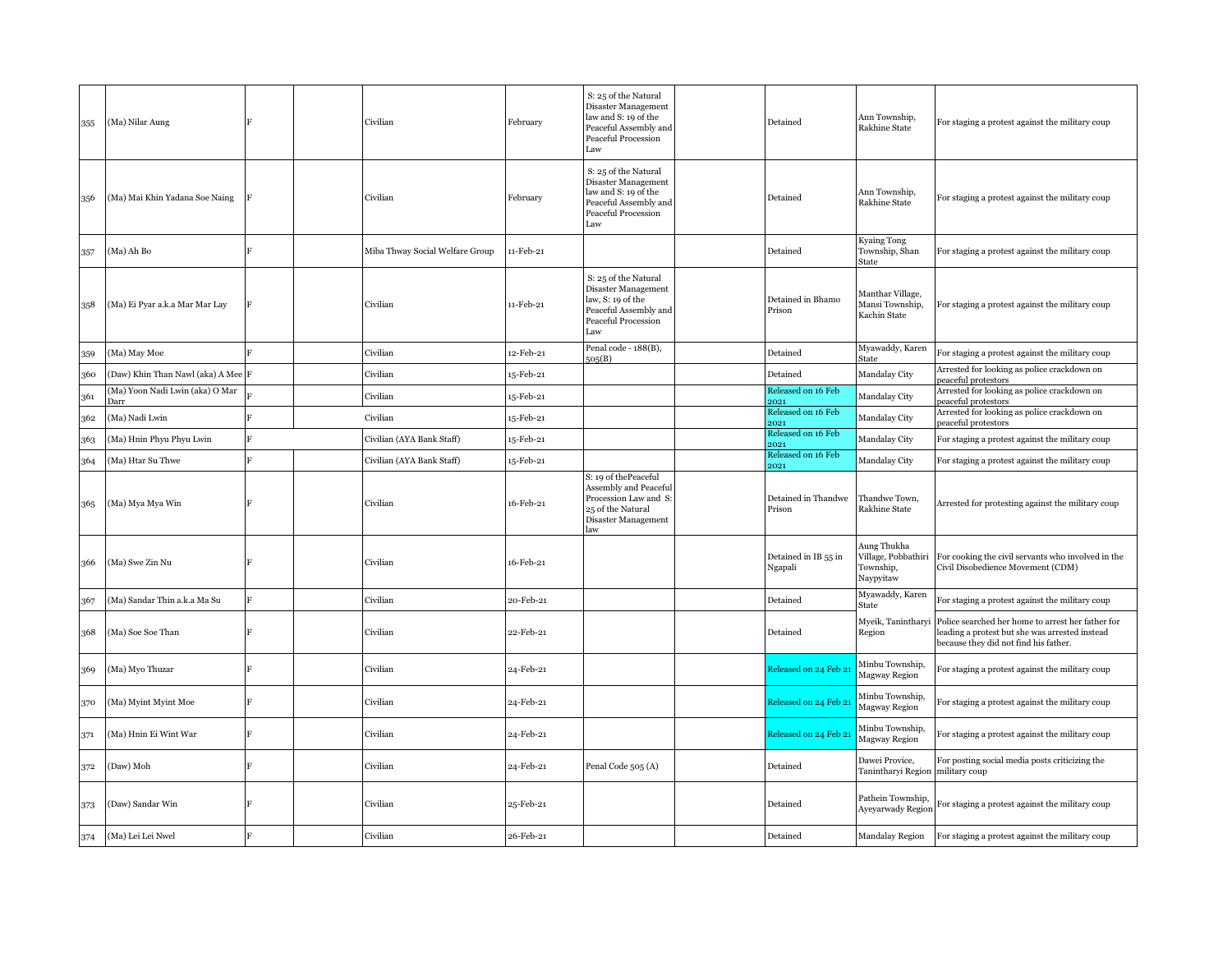| | | | | | | | | | | |
|---|---|---|---|---|---|---|---|---|---|---|
| 355 | (Ma) Nilar Aung | F | | Civilian | February | S: 25 of the Natural Disaster Management law and S: 19 of the Peaceful Assembly and Peaceful Procession Law | | Detained | Ann Township, Rakhine State | For staging a protest against the military coup |
| 356 | (Ma) Mai Khin Yadana Soe Naing | F | | Civilian | February | S: 25 of the Natural Disaster Management law and S: 19 of the Peaceful Assembly and Peaceful Procession Law | | Detained | Ann Township, Rakhine State | For staging a protest against the military coup |
| 357 | (Ma) Ah Bo | F | | Miba Thway Social Welfare Group | 11-Feb-21 | | | Detained | Kyaing Tong Township, Shan State | For staging a protest against the military coup |
| 358 | (Ma) Ei Pyar a.k.a Mar Mar Lay | F | | Civilian | 11-Feb-21 | S: 25 of the Natural Disaster Management law, S: 19 of the Peaceful Assembly and Peaceful Procession Law | | Detained in Bhamo Prison | Manthar Village, Mansi Township, Kachin State | For staging a protest against the military coup |
| 359 | (Ma) May Moe | F | | Civilian | 12-Feb-21 | Penal code - 188(B), 505(B) | | Detained | Myawaddy, Karen State | For staging a protest against the military coup |
| 360 | (Daw) Khin Than Nawl (aka) A Mee | F | | Civilian | 15-Feb-21 | | | Detained | Mandalay City | Arrested for looking as police crackdown on peaceful protestors |
| 361 | (Ma) Yoon Nadi Lwin (aka) O Mar Darr | F | | Civilian | 15-Feb-21 | | | Released on 16 Feb 2021 | Mandalay City | Arrested for looking as police crackdown on peaceful protestors |
| 362 | (Ma) Nadi Lwin | F | | Civilian | 15-Feb-21 | | | Released on 16 Feb 2021 | Mandalay City | Arrested for looking as police crackdown on peaceful protestors |
| 363 | (Ma) Hnin Phyu Phyu Lwin | F | | Civilian (AYA Bank Staff) | 15-Feb-21 | | | Released on 16 Feb 2021 | Mandalay City | For staging a protest against the military coup |
| 364 | (Ma) Htar Su Thwe | F | | Civilian (AYA Bank Staff) | 15-Feb-21 | | | Released on 16 Feb 2021 | Mandalay City | For staging a protest against the military coup |
| 365 | (Ma) Mya Mya Win | F | | Civilian | 16-Feb-21 | S: 19 of thePeaceful Assembly and Peaceful Procession Law and S: 25 of the Natural Disaster Management law | | Detained in Thandwe Prison | Thandwe Town, Rakhine State | Arrested for protesting against the military coup |
| 366 | (Ma) Swe Zin Nu | F | | Civilian | 16-Feb-21 | | | Detained in IB 55 in Ngapali | Aung Thukha Village, Pobbathiri Township, Naypyitaw | For cooking the civil servants who involved in the Civil Disobedience Movement (CDM) |
| 367 | (Ma) Sandar Thin a.k.a Ma Su | F | | Civilian | 20-Feb-21 | | | Detained | Myawaddy, Karen State | For staging a protest against the military coup |
| 368 | (Ma) Soe Soe Than | F | | Civilian | 22-Feb-21 | | | Detained | Myeik, Tanintharyi Region | Police searched her home to arrest her father for leading a protest but she was arrested instead because they did not find his father. |
| 369 | (Ma) Myo Thuzar | F | | Civilian | 24-Feb-21 | | | Released on 24 Feb 21 | Minbu Township, Magway Region | For staging a protest against the military coup |
| 370 | (Ma) Myint Myint Moe | F | | Civilian | 24-Feb-21 | | | Released on 24 Feb 21 | Minbu Township, Magway Region | For staging a protest against the military coup |
| 371 | (Ma) Hnin Ei Wint War | F | | Civilian | 24-Feb-21 | | | Released on 24 Feb 21 | Minbu Township, Magway Region | For staging a protest against the military coup |
| 372 | (Daw) Moh | F | | Civilian | 24-Feb-21 | Penal Code 505 (A) | | Detained | Dawei Provice, Tanintharyi Region | For posting social media posts criticizing the military coup |
| 373 | (Daw) Sandar Win | F | | Civilian | 25-Feb-21 | | | Detained | Pathein Township, Ayeyarwady Region | For staging a protest against the military coup |
| 374 | (Ma) Lei Lei Nwel | F | | Civilian | 26-Feb-21 | | | Detained | Mandalay Region | For staging a protest against the military coup |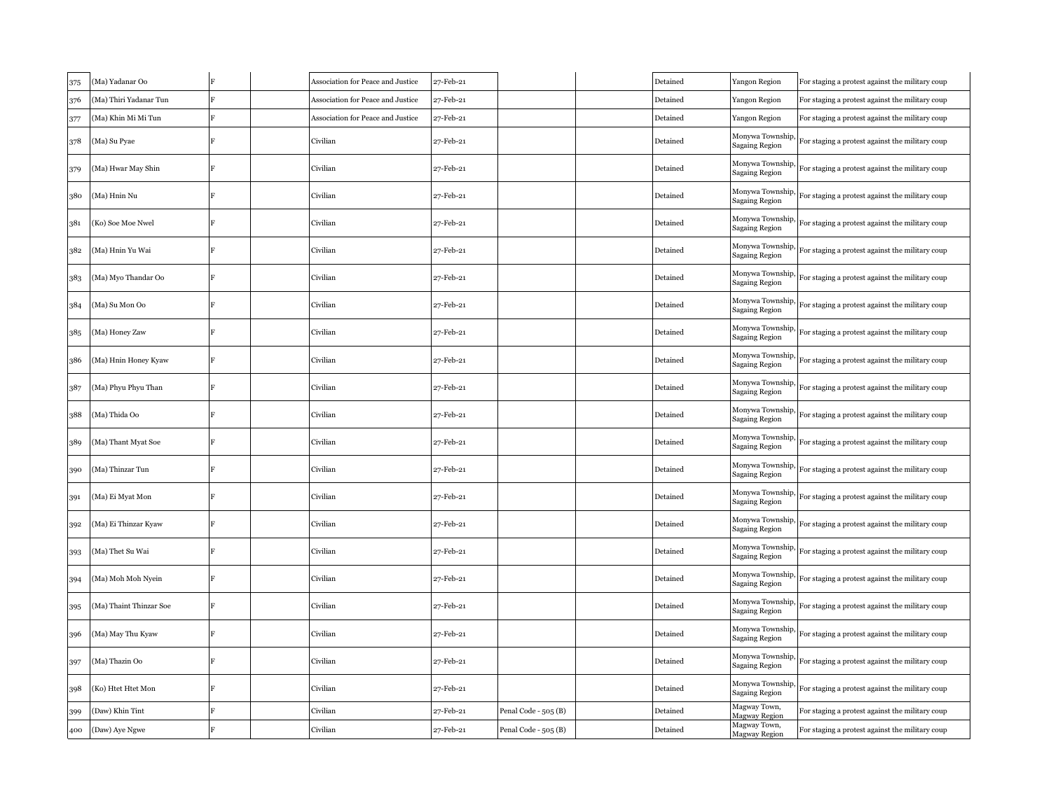| 375 | (Ma) Yadanar Oo | F | | Association for Peace and Justice | 27-Feb-21 | | | Detained | Yangon Region | For staging a protest against the military coup |
|---|---|---|---|---|---|---|---|---|---|---|
| 376 | (Ma) Thiri Yadanar Tun | F | | Association for Peace and Justice | 27-Feb-21 | | | Detained | Yangon Region | For staging a protest against the military coup |
| 377 | (Ma) Khin Mi Mi Tun | F | | Association for Peace and Justice | 27-Feb-21 | | | Detained | Yangon Region | For staging a protest against the military coup |
| 378 | (Ma) Su Pyae | F | | Civilian | 27-Feb-21 | | | Detained | Monywa Township, Sagaing Region | For staging a protest against the military coup |
| 379 | (Ma) Hwar May Shin | F | | Civilian | 27-Feb-21 | | | Detained | Monywa Township, Sagaing Region | For staging a protest against the military coup |
| 380 | (Ma) Hnin Nu | F | | Civilian | 27-Feb-21 | | | Detained | Monywa Township, Sagaing Region | For staging a protest against the military coup |
| 381 | (Ko) Soe Moe Nwel | F | | Civilian | 27-Feb-21 | | | Detained | Monywa Township, Sagaing Region | For staging a protest against the military coup |
| 382 | (Ma) Hnin Yu Wai | F | | Civilian | 27-Feb-21 | | | Detained | Monywa Township, Sagaing Region | For staging a protest against the military coup |
| 383 | (Ma) Myo Thandar Oo | F | | Civilian | 27-Feb-21 | | | Detained | Monywa Township, Sagaing Region | For staging a protest against the military coup |
| 384 | (Ma) Su Mon Oo | F | | Civilian | 27-Feb-21 | | | Detained | Monywa Township, Sagaing Region | For staging a protest against the military coup |
| 385 | (Ma) Honey Zaw | F | | Civilian | 27-Feb-21 | | | Detained | Monywa Township, Sagaing Region | For staging a protest against the military coup |
| 386 | (Ma) Hnin Honey Kyaw | F | | Civilian | 27-Feb-21 | | | Detained | Monywa Township, Sagaing Region | For staging a protest against the military coup |
| 387 | (Ma) Phyu Phyu Than | F | | Civilian | 27-Feb-21 | | | Detained | Monywa Township, Sagaing Region | For staging a protest against the military coup |
| 388 | (Ma) Thida Oo | F | | Civilian | 27-Feb-21 | | | Detained | Monywa Township, Sagaing Region | For staging a protest against the military coup |
| 389 | (Ma) Thant Myat Soe | F | | Civilian | 27-Feb-21 | | | Detained | Monywa Township, Sagaing Region | For staging a protest against the military coup |
| 390 | (Ma) Thinzar Tun | F | | Civilian | 27-Feb-21 | | | Detained | Monywa Township, Sagaing Region | For staging a protest against the military coup |
| 391 | (Ma) Ei Myat Mon | F | | Civilian | 27-Feb-21 | | | Detained | Monywa Township, Sagaing Region | For staging a protest against the military coup |
| 392 | (Ma) Ei Thinzar Kyaw | F | | Civilian | 27-Feb-21 | | | Detained | Monywa Township, Sagaing Region | For staging a protest against the military coup |
| 393 | (Ma) Thet Su Wai | F | | Civilian | 27-Feb-21 | | | Detained | Monywa Township, Sagaing Region | For staging a protest against the military coup |
| 394 | (Ma) Moh Moh Nyein | F | | Civilian | 27-Feb-21 | | | Detained | Monywa Township, Sagaing Region | For staging a protest against the military coup |
| 395 | (Ma) Thaint Thinzar Soe | F | | Civilian | 27-Feb-21 | | | Detained | Monywa Township, Sagaing Region | For staging a protest against the military coup |
| 396 | (Ma) May Thu Kyaw | F | | Civilian | 27-Feb-21 | | | Detained | Monywa Township, Sagaing Region | For staging a protest against the military coup |
| 397 | (Ma) Thazin Oo | F | | Civilian | 27-Feb-21 | | | Detained | Monywa Township, Sagaing Region | For staging a protest against the military coup |
| 398 | (Ko) Htet Htet Mon | F | | Civilian | 27-Feb-21 | | | Detained | Monywa Township, Sagaing Region | For staging a protest against the military coup |
| 399 | (Daw) Khin Tint | F | | Civilian | 27-Feb-21 | Penal Code - 505 (B) | | Detained | Magway Town, Magway Region | For staging a protest against the military coup |
| 400 | (Daw) Aye Ngwe | F | | Civilian | 27-Feb-21 | Penal Code - 505 (B) | | Detained | Magway Town, Magway Region | For staging a protest against the military coup |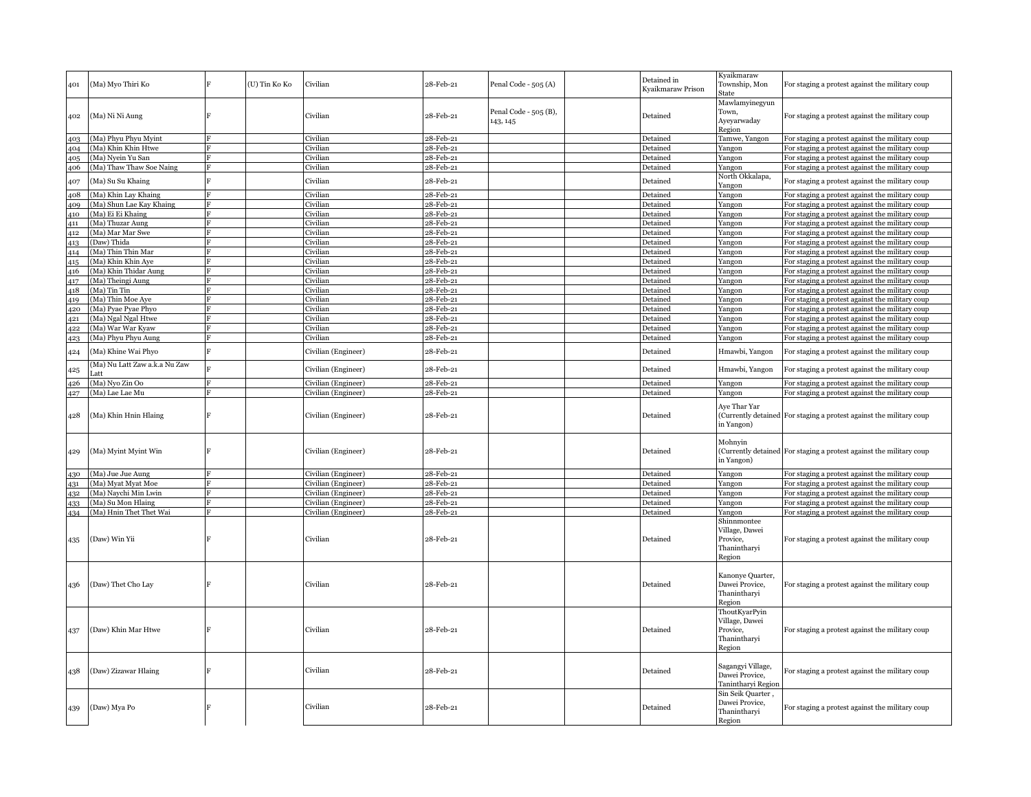| 401 | (Ma) Myo Thiri Ko | F | (U) Tin Ko Ko | Civilian | 28-Feb-21 | Penal Code - 505 (A) | | Detained in Kyaikmaraw Prison | Kyaikmaraw Township, Mon State | For staging a protest against the military coup |
|---|---|---|---|---|---|---|---|---|---|---|
| 402 | (Ma) Ni Ni Aung | F | | Civilian | 28-Feb-21 | Penal Code - 505 (B), 143, 145 | | Detained | Mawlamyinegyun Town, Ayeyarwaday Region | For staging a protest against the military coup |
| 403 | (Ma) Phyu Phyu Myint | F | | Civilian | 28-Feb-21 | | | Detained | Tamwe, Yangon | For staging a protest against the military coup |
| 404 | (Ma) Khin Khin Htwe | F | | Civilian | 28-Feb-21 | | | Detained | Yangon | For staging a protest against the military coup |
| 405 | (Ma) Nyein Yu San | F | | Civilian | 28-Feb-21 | | | Detained | Yangon | For staging a protest against the military coup |
| 406 | (Ma) Thaw Thaw Soe Naing | F | | Civilian | 28-Feb-21 | | | Detained | Yangon | For staging a protest against the military coup |
| 407 | (Ma) Su Su Khaing | F | | Civilian | 28-Feb-21 | | | Detained | North Okkalapa, Yangon | For staging a protest against the military coup |
| 408 | (Ma) Khin Lay Khaing | F | | Civilian | 28-Feb-21 | | | Detained | Yangon | For staging a protest against the military coup |
| 409 | (Ma) Shun Lae Kay Khaing | F | | Civilian | 28-Feb-21 | | | Detained | Yangon | For staging a protest against the military coup |
| 410 | (Ma) Ei Ei Khaing | F | | Civilian | 28-Feb-21 | | | Detained | Yangon | For staging a protest against the military coup |
| 411 | (Ma) Thuzar Aung | F | | Civilian | 28-Feb-21 | | | Detained | Yangon | For staging a protest against the military coup |
| 412 | (Ma) Mar Mar Swe | F | | Civilian | 28-Feb-21 | | | Detained | Yangon | For staging a protest against the military coup |
| 413 | (Daw) Thida | F | | Civilian | 28-Feb-21 | | | Detained | Yangon | For staging a protest against the military coup |
| 414 | (Ma) Thin Thin Mar | F | | Civilian | 28-Feb-21 | | | Detained | Yangon | For staging a protest against the military coup |
| 415 | (Ma) Khin Khin Aye | F | | Civilian | 28-Feb-21 | | | Detained | Yangon | For staging a protest against the military coup |
| 416 | (Ma) Khin Thidar Aung | F | | Civilian | 28-Feb-21 | | | Detained | Yangon | For staging a protest against the military coup |
| 417 | (Ma) Theingi Aung | F | | Civilian | 28-Feb-21 | | | Detained | Yangon | For staging a protest against the military coup |
| 418 | (Ma) Tin Tin | F | | Civilian | 28-Feb-21 | | | Detained | Yangon | For staging a protest against the military coup |
| 419 | (Ma) Thin Moe Aye | F | | Civilian | 28-Feb-21 | | | Detained | Yangon | For staging a protest against the military coup |
| 420 | (Ma) Pyae Pyae Phyo | F | | Civilian | 28-Feb-21 | | | Detained | Yangon | For staging a protest against the military coup |
| 421 | (Ma) Ngal Ngal Htwe | F | | Civilian | 28-Feb-21 | | | Detained | Yangon | For staging a protest against the military coup |
| 422 | (Ma) War War Kyaw | F | | Civilian | 28-Feb-21 | | | Detained | Yangon | For staging a protest against the military coup |
| 423 | (Ma) Phyu Phyu Aung | F | | Civilian | 28-Feb-21 | | | Detained | Yangon | For staging a protest against the military coup |
| 424 | (Ma) Khine Wai Phyo | F | | Civilian (Engineer) | 28-Feb-21 | | | Detained | Hmawbi, Yangon | For staging a protest against the military coup |
| 425 | (Ma) Nu Latt Zaw a.k.a Nu Zaw Latt | F | | Civilian (Engineer) | 28-Feb-21 | | | Detained | Hmawbi, Yangon | For staging a protest against the military coup |
| 426 | (Ma) Nyo Zin Oo | F | | Civilian (Engineer) | 28-Feb-21 | | | Detained | Yangon | For staging a protest against the military coup |
| 427 | (Ma) Lae Lae Mu | F | | Civilian (Engineer) | 28-Feb-21 | | | Detained | Yangon | For staging a protest against the military coup |
| 428 | (Ma) Khin Hnin Hlaing | F | | Civilian (Engineer) | 28-Feb-21 | | | Detained | Aye Thar Yar (Currently detained in Yangon) | For staging a protest against the military coup |
| 429 | (Ma) Myint Myint Win | F | | Civilian (Engineer) | 28-Feb-21 | | | Detained | Mohnyin (Currently detained in Yangon) | For staging a protest against the military coup |
| 430 | (Ma) Jue Jue Aung | F | | Civilian (Engineer) | 28-Feb-21 | | | Detained | Yangon | For staging a protest against the military coup |
| 431 | (Ma) Myat Myat Moe | F | | Civilian (Engineer) | 28-Feb-21 | | | Detained | Yangon | For staging a protest against the military coup |
| 432 | (Ma) Naychi Min Lwin | F | | Civilian (Engineer) | 28-Feb-21 | | | Detained | Yangon | For staging a protest against the military coup |
| 433 | (Ma) Su Mon Hlaing | F | | Civilian (Engineer) | 28-Feb-21 | | | Detained | Yangon | For staging a protest against the military coup |
| 434 | (Ma) Hnin Thet Thet Wai | F | | Civilian (Engineer) | 28-Feb-21 | | | Detained | Yangon | For staging a protest against the military coup |
| 435 | (Daw) Win Yii | F | | Civilian | 28-Feb-21 | | | Detained | Shinnmontee Village, Dawei Provice, Thanintharyi Region | For staging a protest against the military coup |
| 436 | (Daw) Thet Cho Lay | F | | Civilian | 28-Feb-21 | | | Detained | Kanonye Quarter, Dawei Provice, Thanintharyi Region | For staging a protest against the military coup |
| 437 | (Daw) Khin Mar Htwe | F | | Civilian | 28-Feb-21 | | | Detained | ThoutKyarPyin Village, Dawei Provice, Thanintharyi Region | For staging a protest against the military coup |
| 438 | (Daw) Zizawar Hlaing | F | | Civilian | 28-Feb-21 | | | Detained | Sagangyi Village, Dawei Provice, Tanintharyi Region | For staging a protest against the military coup |
| 439 | (Daw) Mya Po | F | | Civilian | 28-Feb-21 | | | Detained | Sin Seik Quarter , Dawei Provice, Thanintharyi Region | For staging a protest against the military coup |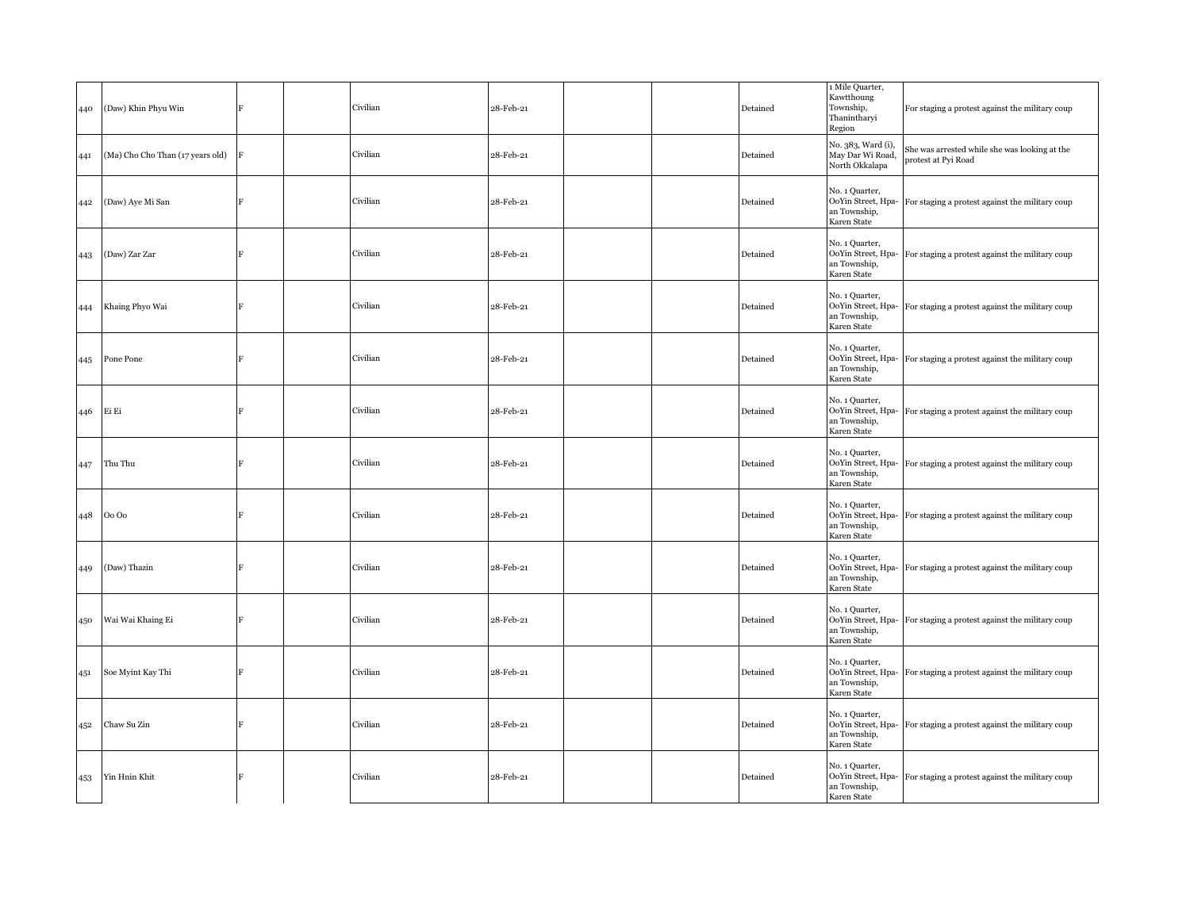| | | | | | | | | | | |
|---|---|---|---|---|---|---|---|---|---|---|
| 440 | (Daw) Khin Phyu Win | F | | Civilian | 28-Feb-21 | | | Detained | 1 Mile Quarter, Kawtthoung Township, Thanintharyi Region | For staging a protest against the military coup |
| 441 | (Ma) Cho Cho Than (17 years old) | F | | Civilian | 28-Feb-21 | | | Detained | No. 383, Ward (i), May Dar Wi Road, North Okkalapa | She was arrested while she was looking at the protest at Pyi Road |
| 442 | (Daw) Aye Mi San | F | | Civilian | 28-Feb-21 | | | Detained | No. 1 Quarter, OoYin Street, Hpa-an Township, Karen State | For staging a protest against the military coup |
| 443 | (Daw) Zar Zar | F | | Civilian | 28-Feb-21 | | | Detained | No. 1 Quarter, OoYin Street, Hpa-an Township, Karen State | For staging a protest against the military coup |
| 444 | Khaing Phyo Wai | F | | Civilian | 28-Feb-21 | | | Detained | No. 1 Quarter, OoYin Street, Hpa-an Township, Karen State | For staging a protest against the military coup |
| 445 | Pone Pone | F | | Civilian | 28-Feb-21 | | | Detained | No. 1 Quarter, OoYin Street, Hpa-an Township, Karen State | For staging a protest against the military coup |
| 446 | Ei Ei | F | | Civilian | 28-Feb-21 | | | Detained | No. 1 Quarter, OoYin Street, Hpa-an Township, Karen State | For staging a protest against the military coup |
| 447 | Thu Thu | F | | Civilian | 28-Feb-21 | | | Detained | No. 1 Quarter, OoYin Street, Hpa-an Township, Karen State | For staging a protest against the military coup |
| 448 | Oo Oo | F | | Civilian | 28-Feb-21 | | | Detained | No. 1 Quarter, OoYin Street, Hpa-an Township, Karen State | For staging a protest against the military coup |
| 449 | (Daw) Thazin | F | | Civilian | 28-Feb-21 | | | Detained | No. 1 Quarter, OoYin Street, Hpa-an Township, Karen State | For staging a protest against the military coup |
| 450 | Wai Wai Khaing Ei | F | | Civilian | 28-Feb-21 | | | Detained | No. 1 Quarter, OoYin Street, Hpa-an Township, Karen State | For staging a protest against the military coup |
| 451 | Soe Myint Kay Thi | F | | Civilian | 28-Feb-21 | | | Detained | No. 1 Quarter, OoYin Street, Hpa-an Township, Karen State | For staging a protest against the military coup |
| 452 | Chaw Su Zin | F | | Civilian | 28-Feb-21 | | | Detained | No. 1 Quarter, OoYin Street, Hpa-an Township, Karen State | For staging a protest against the military coup |
| 453 | Yin Hnin Khit | F | | Civilian | 28-Feb-21 | | | Detained | No. 1 Quarter, OoYin Street, Hpa-an Township, Karen State | For staging a protest against the military coup |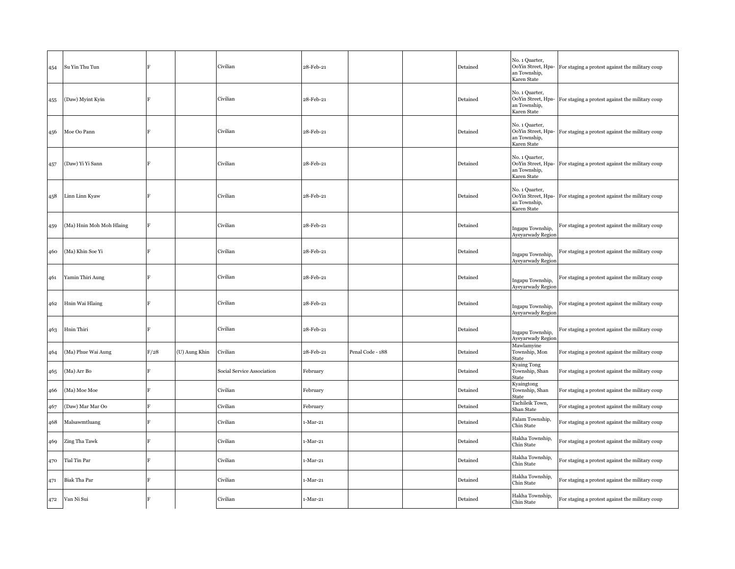| | | | | | | | | | | |
|---|---|---|---|---|---|---|---|---|---|---|
| 454 | Su Yin Thu Tun | F | | Civilian | 28-Feb-21 | | | Detained | No. 1 Quarter, OoYin Street, Hpa-an Township, Karen State | For staging a protest against the military coup |
| 455 | (Daw) Myint Kyin | F | | Civilian | 28-Feb-21 | | | Detained | No. 1 Quarter, OoYin Street, Hpa-an Township, Karen State | For staging a protest against the military coup |
| 456 | Moe Oo Pann | F | | Civilian | 28-Feb-21 | | | Detained | No. 1 Quarter, OoYin Street, Hpa-an Township, Karen State | For staging a protest against the military coup |
| 457 | (Daw) Yi Yi Sann | F | | Civilian | 28-Feb-21 | | | Detained | No. 1 Quarter, OoYin Street, Hpa-an Township, Karen State | For staging a protest against the military coup |
| 458 | Linn Linn Kyaw | F | | Civilian | 28-Feb-21 | | | Detained | No. 1 Quarter, OoYin Street, Hpa-an Township, Karen State | For staging a protest against the military coup |
| 459 | (Ma) Hnin Moh Moh Hlaing | F | | Civilian | 28-Feb-21 | | | Detained | Ingapu Township, Ayeyarwady Region | For staging a protest against the military coup |
| 460 | (Ma) Khin Soe Yi | F | | Civilian | 28-Feb-21 | | | Detained | Ingapu Township, Ayeyarwady Region | For staging a protest against the military coup |
| 461 | Yamin Thiri Aung | F | | Civilian | 28-Feb-21 | | | Detained | Ingapu Township, Ayeyarwady Region | For staging a protest against the military coup |
| 462 | Hnin Wai Hlaing | F | | Civilian | 28-Feb-21 | | | Detained | Ingapu Township, Ayeyarwady Region | For staging a protest against the military coup |
| 463 | Hnin Thiri | F | | Civilian | 28-Feb-21 | | | Detained | Ingapu Township, Ayeyarwady Region | For staging a protest against the military coup |
| 464 | (Ma) Phue Wai Aung | F/28 | (U) Aung Khin | Civilian | 28-Feb-21 | Penal Code - 188 | | Detained | Mawlamyine Township, Mon State | For staging a protest against the military coup |
| 465 | (Ma) Arr Bo | F | | Social Service Association | February | | | Detained | Kyaing Tong Township, Shan State | For staging a protest against the military coup |
| 466 | (Ma) Moe Moe | F | | Civilian | February | | | Detained | Kyaingtong Township, Shan State | For staging a protest against the military coup |
| 467 | (Daw) Mar Mar Oo | F | | Civilian | February | | | Detained | Tachileik Town, Shan State | For staging a protest against the military coup |
| 468 | Malsawmtluang | F | | Civilian | 1-Mar-21 | | | Detained | Falam Township, Chin State | For staging a protest against the military coup |
| 469 | Zing Tha Tawk | F | | Civilian | 1-Mar-21 | | | Detained | Hakha Township, Chin State | For staging a protest against the military coup |
| 470 | Tial Tin Par | F | | Civilian | 1-Mar-21 | | | Detained | Hakha Township, Chin State | For staging a protest against the military coup |
| 471 | Biak Tha Par | F | | Civilian | 1-Mar-21 | | | Detained | Hakha Township, Chin State | For staging a protest against the military coup |
| 472 | Van Ni Sui | F | | Civilian | 1-Mar-21 | | | Detained | Hakha Township, Chin State | For staging a protest against the military coup |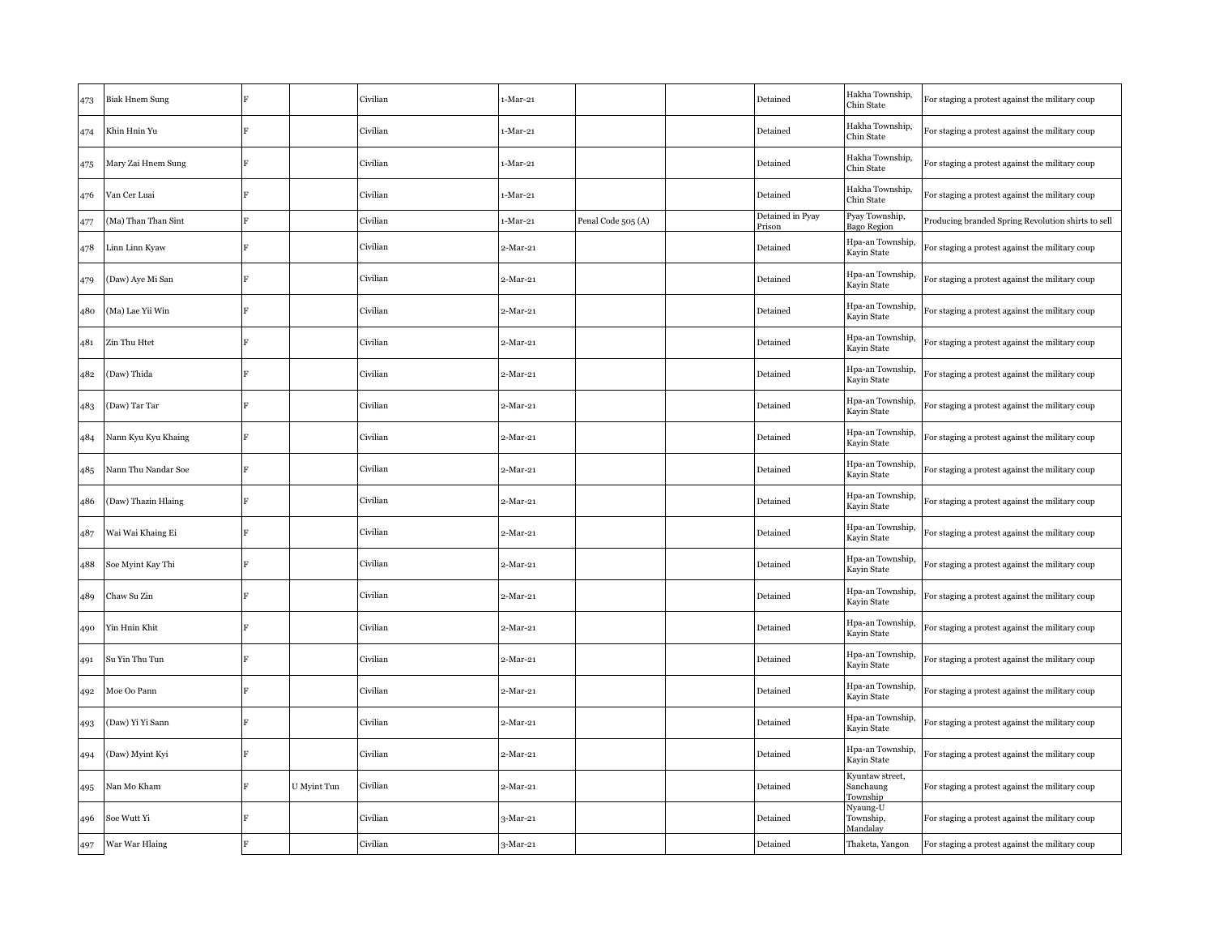| 473 | Biak Hnem Sung | F | | Civilian | 1-Mar-21 | | | Detained | Hakha Township, Chin State | For staging a protest against the military coup |
|---|---|---|---|---|---|---|---|---|---|---|
| 474 | Khin Hnin Yu | F | | Civilian | 1-Mar-21 | | | Detained | Hakha Township, Chin State | For staging a protest against the military coup |
| 475 | Mary Zai Hnem Sung | F | | Civilian | 1-Mar-21 | | | Detained | Hakha Township, Chin State | For staging a protest against the military coup |
| 476 | Van Cer Luai | F | | Civilian | 1-Mar-21 | | | Detained | Hakha Township, Chin State | For staging a protest against the military coup |
| 477 | (Ma) Than Than Sint | F | | Civilian | 1-Mar-21 | Penal Code 505 (A) | | Detained in Pyay Prison | Pyay Township, Bago Region | Producing branded Spring Revolution shirts to sell |
| 478 | Linn Linn Kyaw | F | | Civilian | 2-Mar-21 | | | Detained | Hpa-an Township, Kayin State | For staging a protest against the military coup |
| 479 | (Daw) Aye Mi San | F | | Civilian | 2-Mar-21 | | | Detained | Hpa-an Township, Kayin State | For staging a protest against the military coup |
| 480 | (Ma) Lae Yii Win | F | | Civilian | 2-Mar-21 | | | Detained | Hpa-an Township, Kayin State | For staging a protest against the military coup |
| 481 | Zin Thu Htet | F | | Civilian | 2-Mar-21 | | | Detained | Hpa-an Township, Kayin State | For staging a protest against the military coup |
| 482 | (Daw) Thida | F | | Civilian | 2-Mar-21 | | | Detained | Hpa-an Township, Kayin State | For staging a protest against the military coup |
| 483 | (Daw) Tar Tar | F | | Civilian | 2-Mar-21 | | | Detained | Hpa-an Township, Kayin State | For staging a protest against the military coup |
| 484 | Nann Kyu Kyu Khaing | F | | Civilian | 2-Mar-21 | | | Detained | Hpa-an Township, Kayin State | For staging a protest against the military coup |
| 485 | Nann Thu Nandar Soe | F | | Civilian | 2-Mar-21 | | | Detained | Hpa-an Township, Kayin State | For staging a protest against the military coup |
| 486 | (Daw) Thazin Hlaing | F | | Civilian | 2-Mar-21 | | | Detained | Hpa-an Township, Kayin State | For staging a protest against the military coup |
| 487 | Wai Wai Khaing Ei | F | | Civilian | 2-Mar-21 | | | Detained | Hpa-an Township, Kayin State | For staging a protest against the military coup |
| 488 | Soe Myint Kay Thi | F | | Civilian | 2-Mar-21 | | | Detained | Hpa-an Township, Kayin State | For staging a protest against the military coup |
| 489 | Chaw Su Zin | F | | Civilian | 2-Mar-21 | | | Detained | Hpa-an Township, Kayin State | For staging a protest against the military coup |
| 490 | Yin Hnin Khit | F | | Civilian | 2-Mar-21 | | | Detained | Hpa-an Township, Kayin State | For staging a protest against the military coup |
| 491 | Su Yin Thu Tun | F | | Civilian | 2-Mar-21 | | | Detained | Hpa-an Township, Kayin State | For staging a protest against the military coup |
| 492 | Moe Oo Pann | F | | Civilian | 2-Mar-21 | | | Detained | Hpa-an Township, Kayin State | For staging a protest against the military coup |
| 493 | (Daw) Yi Yi Sann | F | | Civilian | 2-Mar-21 | | | Detained | Hpa-an Township, Kayin State | For staging a protest against the military coup |
| 494 | (Daw) Myint Kyi | F | | Civilian | 2-Mar-21 | | | Detained | Hpa-an Township, Kayin State | For staging a protest against the military coup |
| 495 | Nan Mo Kham | F | U Myint Tun | Civilian | 2-Mar-21 | | | Detained | Kyuntaw street, Sanchaung Township | For staging a protest against the military coup |
| 496 | Soe Wutt Yi | F | | Civilian | 3-Mar-21 | | | Detained | Nyaung-U Township, Mandalay | For staging a protest against the military coup |
| 497 | War War Hlaing | F | | Civilian | 3-Mar-21 | | | Detained | Thaketa, Yangon | For staging a protest against the military coup |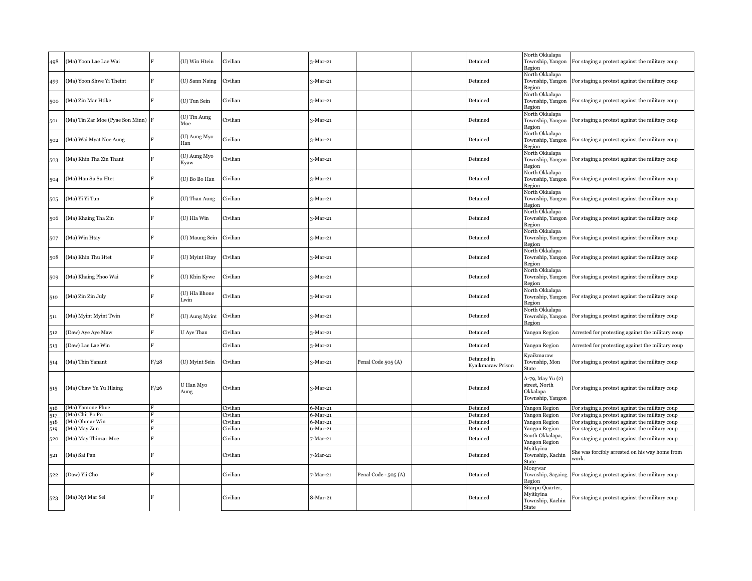| 498 | (Ma) Yoon Lae Lae Wai | F | (U) Win Htein | Civilian | 3-Mar-21 | | | Detained | North Okkalapa Township, Yangon Region | For staging a protest against the military coup |
|---|---|---|---|---|---|---|---|---|---|---|
| 499 | (Ma) Yoon Shwe Yi Theint | F | (U) Sann Naing | Civilian | 3-Mar-21 | | | Detained | North Okkalapa Township, Yangon Region | For staging a protest against the military coup |
| 500 | (Ma) Zin Mar Htike | F | (U) Tun Sein | Civilian | 3-Mar-21 | | | Detained | North Okkalapa Township, Yangon Region | For staging a protest against the military coup |
| 501 | (Ma) Tin Zar Moe (Pyae Son Minn) | F | (U) Tin Aung Moe | Civilian | 3-Mar-21 | | | Detained | North Okkalapa Township, Yangon Region | For staging a protest against the military coup |
| 502 | (Ma) Wai Myat Noe Aung | F | (U) Aung Myo Han | Civilian | 3-Mar-21 | | | Detained | North Okkalapa Township, Yangon Region | For staging a protest against the military coup |
| 503 | (Ma) Khin Tha Zin Thant | F | (U) Aung Myo Kyaw | Civilian | 3-Mar-21 | | | Detained | North Okkalapa Township, Yangon Region | For staging a protest against the military coup |
| 504 | (Ma) Han Su Su Htet | F | (U) Bo Bo Han | Civilian | 3-Mar-21 | | | Detained | North Okkalapa Township, Yangon Region | For staging a protest against the military coup |
| 505 | (Ma) Yi Yi Tun | F | (U) Than Aung | Civilian | 3-Mar-21 | | | Detained | North Okkalapa Township, Yangon Region | For staging a protest against the military coup |
| 506 | (Ma) Khaing Tha Zin | F | (U) Hla Win | Civilian | 3-Mar-21 | | | Detained | North Okkalapa Township, Yangon Region | For staging a protest against the military coup |
| 507 | (Ma) Win Htay | F | (U) Maung Sein | Civilian | 3-Mar-21 | | | Detained | North Okkalapa Township, Yangon Region | For staging a protest against the military coup |
| 508 | (Ma) Khin Thu Htet | F | (U) Myint Htay | Civilian | 3-Mar-21 | | | Detained | North Okkalapa Township, Yangon Region | For staging a protest against the military coup |
| 509 | (Ma) Khaing Phoo Wai | F | (U) Khin Kywe | Civilian | 3-Mar-21 | | | Detained | North Okkalapa Township, Yangon Region | For staging a protest against the military coup |
| 510 | (Ma) Zin Zin July | F | (U) Hla Bhone Lwin | Civilian | 3-Mar-21 | | | Detained | North Okkalapa Township, Yangon Region | For staging a protest against the military coup |
| 511 | (Ma) Myint Myint Twin | F | (U) Aung Myint | Civilian | 3-Mar-21 | | | Detained | North Okkalapa Township, Yangon Region | For staging a protest against the military coup |
| 512 | (Daw) Aye Aye Maw | F | U Aye Than | Civilian | 3-Mar-21 | | | Detained | Yangon Region | Arrested for protesting against the military coup |
| 513 | (Daw) Lae Lae Win | F | | Civilian | 3-Mar-21 | | | Detained | Yangon Region | Arrested for protesting against the military coup |
| 514 | (Ma) Thin Yanant | F/28 | (U) Myint Sein | Civilian | 3-Mar-21 | Penal Code 505 (A) | | Detained in Kyaikmaraw Prison | Kyaikmaraw Township, Mon State | For staging a protest against the military coup |
| 515 | (Ma) Chaw Yu Yu Hlaing | F/26 | U Han Myo Aung | Civilian | 3-Mar-21 | | | Detained | A-79, May Yu (2) street, North Okkalapa Township, Yangon | For staging a protest against the military coup |
| 516 | (Ma) Yamone Phue | F | | Civilian | 6-Mar-21 | | | Detained | Yangon Region | For staging a protest against the military coup |
| 517 | (Ma) Chit Po Po | F | | Civilian | 6-Mar-21 | | | Detained | Yangon Region | For staging a protest against the military coup |
| 518 | (Ma) Ohmar Win | F | | Civilian | 6-Mar-21 | | | Detained | Yangon Region | For staging a protest against the military coup |
| 519 | (Ma) May Zun | F | | Civilian | 6-Mar-21 | | | Detained | Yangon Region | For staging a protest against the military coup |
| 520 | (Ma) May Thinzar Moe | F | | Civilian | 7-Mar-21 | | | Detained | South Okkalapa, Yangon Region | For staging a protest against the military coup |
| 521 | (Ma) Sai Pan | F | | Civilian | 7-Mar-21 | | | Detained | Myitkyina Township, Kachin State | She was forcibly arrested on his way home from work. |
| 522 | (Daw) Yii Cho | F | | Civilian | 7-Mar-21 | Penal Code - 505 (A) | | Detained | Monywar Township, Sagaing Region | For staging a protest against the military coup |
| 523 | (Ma) Nyi Mar Sel | F | | Civilian | 8-Mar-21 | | | Detained | Sitarpu Quarter, Myitkyina Township, Kachin State | For staging a protest against the military coup |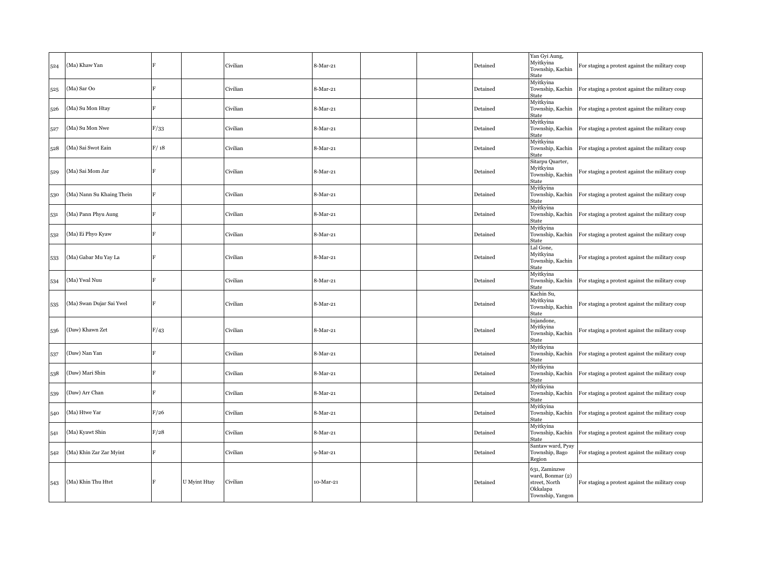| | | | | | | | | | | |
|---|---|---|---|---|---|---|---|---|---|---|
| 524 | (Ma) Khaw Yan | F | | Civilian | 8-Mar-21 | | | Detained | Yan Gyi Aung, Myitkyina Township, Kachin State | For staging a protest against the military coup |
| 525 | (Ma) Sar Oo | F | | Civilian | 8-Mar-21 | | | Detained | Myitkyina Township, Kachin State | For staging a protest against the military coup |
| 526 | (Ma) Su Mon Htay | F | | Civilian | 8-Mar-21 | | | Detained | Myitkyina Township, Kachin State | For staging a protest against the military coup |
| 527 | (Ma) Su Mon Nwe | F/33 | | Civilian | 8-Mar-21 | | | Detained | Myitkyina Township, Kachin State | For staging a protest against the military coup |
| 528 | (Ma) Sai Swot Eain | F/ 18 | | Civilian | 8-Mar-21 | | | Detained | Myitkyina Township, Kachin State | For staging a protest against the military coup |
| 529 | (Ma) Sai Mom Jar | F | | Civilian | 8-Mar-21 | | | Detained | Sitarpu Quarter, Myitkyina Township, Kachin State | For staging a protest against the military coup |
| 530 | (Ma) Nann Su Khaing Thein | F | | Civilian | 8-Mar-21 | | | Detained | Myitkyina Township, Kachin State | For staging a protest against the military coup |
| 531 | (Ma) Pann Phyu Aung | F | | Civilian | 8-Mar-21 | | | Detained | Myitkyina Township, Kachin State | For staging a protest against the military coup |
| 532 | (Ma) Ei Phyo Kyaw | F | | Civilian | 8-Mar-21 | | | Detained | Myitkyina Township, Kachin State | For staging a protest against the military coup |
| 533 | (Ma) Gabar Mu Yay La | F | | Civilian | 8-Mar-21 | | | Detained | Lal Gone, Myitkyina Township, Kachin State | For staging a protest against the military coup |
| 534 | (Ma) Ywal Nuu | F | | Civilian | 8-Mar-21 | | | Detained | Myitkyina Township, Kachin State | For staging a protest against the military coup |
| 535 | (Ma) Swan Dujar Sai Ywel | F | | Civilian | 8-Mar-21 | | | Detained | Kachin Su, Myitkyina Township, Kachin State | For staging a protest against the military coup |
| 536 | (Daw) Khawn Zet | F/43 | | Civilian | 8-Mar-21 | | | Detained | Injandone, Myitkyina Township, Kachin State | For staging a protest against the military coup |
| 537 | (Daw) Nan Yan | F | | Civilian | 8-Mar-21 | | | Detained | Myitkyina Township, Kachin State | For staging a protest against the military coup |
| 538 | (Daw) Mari Shin | F | | Civilian | 8-Mar-21 | | | Detained | Myitkyina Township, Kachin State | For staging a protest against the military coup |
| 539 | (Daw) Arr Chan | F | | Civilian | 8-Mar-21 | | | Detained | Myitkyina Township, Kachin State | For staging a protest against the military coup |
| 540 | (Ma) Htwe Yar | F/26 | | Civilian | 8-Mar-21 | | | Detained | Myitkyina Township, Kachin State | For staging a protest against the military coup |
| 541 | (Ma) Kyawt Shin | F/28 | | Civilian | 8-Mar-21 | | | Detained | Myitkyina Township, Kachin State | For staging a protest against the military coup |
| 542 | (Ma) Khin Zar Zar Myint | F | | Civilian | 9-Mar-21 | | | Detained | Santaw ward, Pyay Township, Bago Region | For staging a protest against the military coup |
| 543 | (Ma) Khin Thu Htet | F | U Myint Htay | Civilian | 10-Mar-21 | | | Detained | 631, Zaminzwe ward, Bonmar (2) street, North Okkalapa Township, Yangon | For staging a protest against the military coup |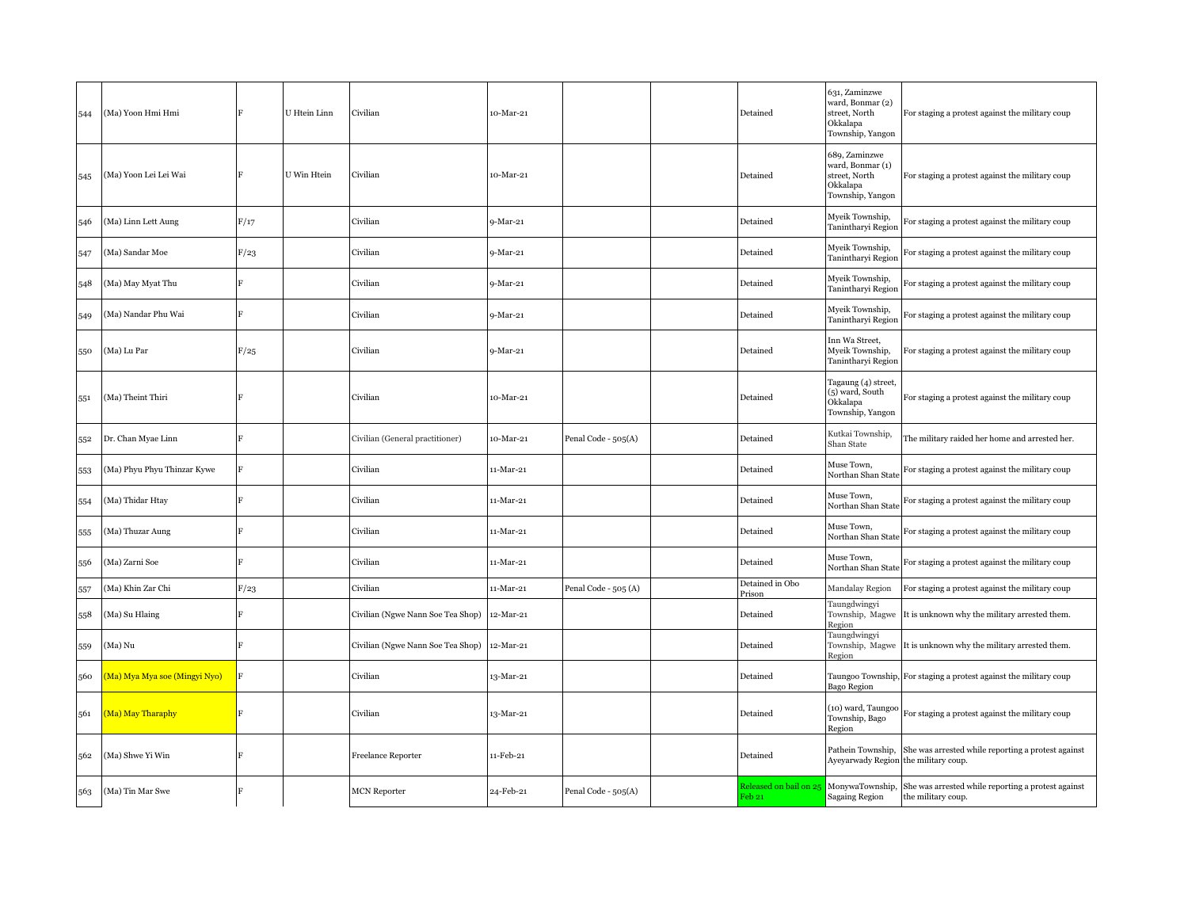| 544 | (Ma) Yoon Hmi Hmi | F | U Htein Linn | Civilian | 10-Mar-21 | | | Detained | 631, Zaminzwe ward, Bonmar (2) street, North Okkalapa Township, Yangon | For staging a protest against the military coup |
|---|---|---|---|---|---|---|---|---|---|---|
| 545 | (Ma) Yoon Lei Lei Wai | F | U Win Htein | Civilian | 10-Mar-21 | | | Detained | 689, Zaminzwe ward, Bonmar (1) street, North Okkalapa Township, Yangon | For staging a protest against the military coup |
| 546 | (Ma) Linn Lett Aung | F/17 | | Civilian | 9-Mar-21 | | | Detained | Myeik Township, Tanintharyi Region | For staging a protest against the military coup |
| 547 | (Ma) Sandar Moe | F/23 | | Civilian | 9-Mar-21 | | | Detained | Myeik Township, Tanintharyi Region | For staging a protest against the military coup |
| 548 | (Ma) May Myat Thu | F | | Civilian | 9-Mar-21 | | | Detained | Myeik Township, Tanintharyi Region | For staging a protest against the military coup |
| 549 | (Ma) Nandar Phu Wai | F | | Civilian | 9-Mar-21 | | | Detained | Myeik Township, Tanintharyi Region | For staging a protest against the military coup |
| 550 | (Ma) Lu Par | F/25 | | Civilian | 9-Mar-21 | | | Detained | Inn Wa Street, Myeik Township, Tanintharyi Region | For staging a protest against the military coup |
| 551 | (Ma) Theint Thiri | F | | Civilian | 10-Mar-21 | | | Detained | Tagaung (4) street, (5) ward, South Okkalapa Township, Yangon | For staging a protest against the military coup |
| 552 | Dr. Chan Myae Linn | F | | Civilian (General practitioner) | 10-Mar-21 | Penal Code - 505(A) | | Detained | Kutkai Township, Shan State | The military raided her home and arrested her. |
| 553 | (Ma) Phyu Phyu Thinzar Kywe | F | | Civilian | 11-Mar-21 | | | Detained | Muse Town, Northan Shan State | For staging a protest against the military coup |
| 554 | (Ma) Thidar Htay | F | | Civilian | 11-Mar-21 | | | Detained | Muse Town, Northan Shan State | For staging a protest against the military coup |
| 555 | (Ma) Thuzar Aung | F | | Civilian | 11-Mar-21 | | | Detained | Muse Town, Northan Shan State | For staging a protest against the military coup |
| 556 | (Ma) Zarni Soe | F | | Civilian | 11-Mar-21 | | | Detained | Muse Town, Northan Shan State | For staging a protest against the military coup |
| 557 | (Ma) Khin Zar Chi | F/23 | | Civilian | 11-Mar-21 | Penal Code - 505 (A) | | Detained in Obo Prison | Mandalay Region | For staging a protest against the military coup |
| 558 | (Ma) Su Hlaing | F | | Civilian (Ngwe Nann Soe Tea Shop) | 12-Mar-21 | | | Detained | Taungdwingyi Township, Magwe Region | It is unknown why the military arrested them. |
| 559 | (Ma) Nu | F | | Civilian (Ngwe Nann Soe Tea Shop) | 12-Mar-21 | | | Detained | Taungdwingyi Township, Magwe Region | It is unknown why the military arrested them. |
| 560 | (Ma) Mya Mya soe (Mingyi Nyo) | F | | Civilian | 13-Mar-21 | | | Detained | Taungoo Township, Bago Region | For staging a protest against the military coup |
| 561 | (Ma) May Tharaphy | F | | Civilian | 13-Mar-21 | | | Detained | (10) ward, Taungoo Township, Bago Region | For staging a protest against the military coup |
| 562 | (Ma) Shwe Yi Win | F | | Freelance Reporter | 11-Feb-21 | | | Detained | Pathein Township, Ayeyarwady Region | She was arrested while reporting a protest against the military coup. |
| 563 | (Ma) Tin Mar Swe | F | | MCN Reporter | 24-Feb-21 | Penal Code - 505(A) | | Released on bail on 25 Feb 21 | MonywaTownship, Sagaing Region | She was arrested while reporting a protest against the military coup. |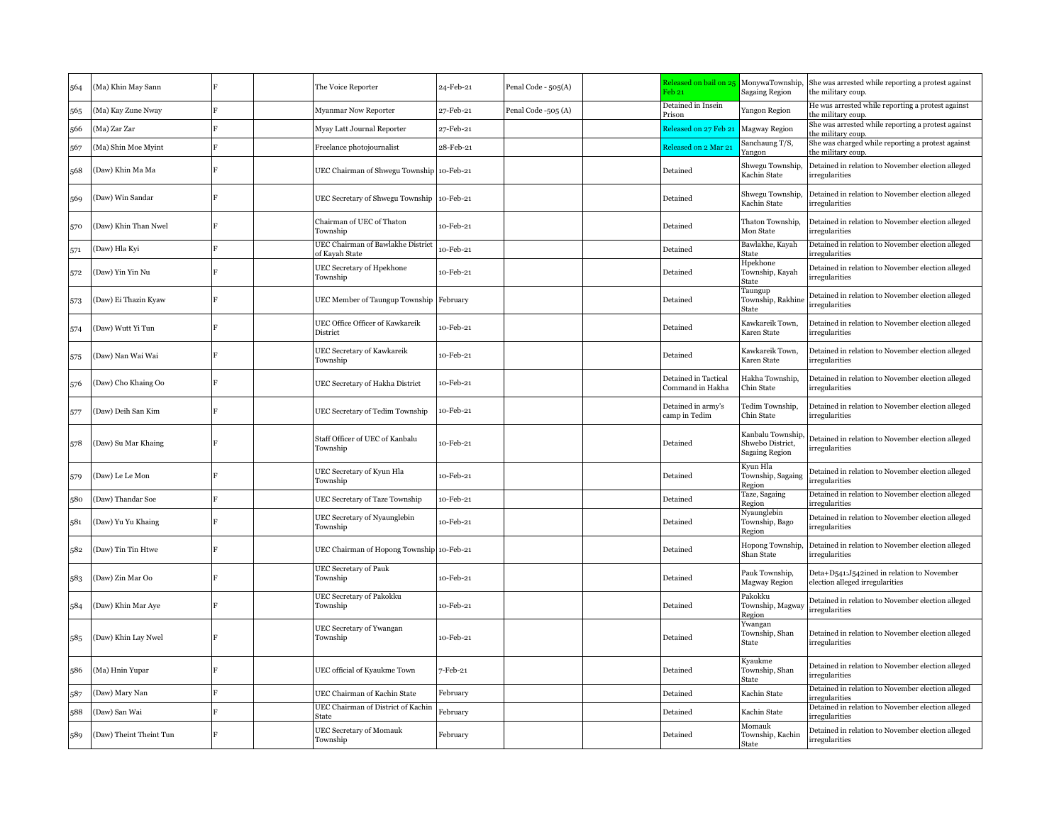| | | | | | | | | | | |
|---|---|---|---|---|---|---|---|---|---|---|
| 564 | (Ma) Khin May Sann | F | | The Voice Reporter | 24-Feb-21 | Penal Code - 505(A) | | Released on bail on 25 Feb 21 | MonywaTownship, Sagaing Region | She was arrested while reporting a protest against the military coup. |
| 565 | (Ma) Kay Zune Nway | F | | Myanmar Now Reporter | 27-Feb-21 | Penal Code -505 (A) | | Detained in Insein Prison | Yangon Region | He was arrested while reporting a protest against the military coup. |
| 566 | (Ma) Zar Zar | F | | Myay Latt Journal Reporter | 27-Feb-21 | | | Released on 27 Feb 21 | Magway Region | She was arrested while reporting a protest against the military coup. |
| 567 | (Ma) Shin Moe Myint | F | | Freelance photojournalist | 28-Feb-21 | | | Released on 2 Mar 21 | Sanchaung T/S, Yangon | She was charged while reporting a protest against the military coup. |
| 568 | (Daw) Khin Ma Ma | F | | UEC Chairman of Shwegu Township | 10-Feb-21 | | | Detained | Shwegu Township, Kachin State | Detained in relation to November election alleged irregularities |
| 569 | (Daw) Win Sandar | F | | UEC Secretary of Shwegu Township | 10-Feb-21 | | | Detained | Shwegu Township, Kachin State | Detained in relation to November election alleged irregularities |
| 570 | (Daw) Khin Than Nwel | F | | Chairman of UEC of Thaton Township | 10-Feb-21 | | | Detained | Thaton Township, Mon State | Detained in relation to November election alleged irregularities |
| 571 | (Daw) Hla Kyi | F | | UEC Chairman of Bawlakhe District of Kayah State | 10-Feb-21 | | | Detained | Bawlakhe, Kayah State | Detained in relation to November election alleged irregularities |
| 572 | (Daw) Yin Yin Nu | F | | UEC Secretary of Hpekhone Township | 10-Feb-21 | | | Detained | Hpekhone Township, Kayah State | Detained in relation to November election alleged irregularities |
| 573 | (Daw) Ei Thazin Kyaw | F | | UEC Member of Taungup Township | February | | | Detained | Taungup Township, Rakhine State | Detained in relation to November election alleged irregularities |
| 574 | (Daw) Wutt Yi Tun | F | | UEC Office Officer of Kawkareik District | 10-Feb-21 | | | Detained | Kawkareik Town, Karen State | Detained in relation to November election alleged irregularities |
| 575 | (Daw) Nan Wai Wai | F | | UEC Secretary of Kawkareik Township | 10-Feb-21 | | | Detained | Kawkareik Town, Karen State | Detained in relation to November election alleged irregularities |
| 576 | (Daw) Cho Khaing Oo | F | | UEC Secretary of Hakha District | 10-Feb-21 | | | Detained in Tactical Command in Hakha | Hakha Township, Chin State | Detained in relation to November election alleged irregularities |
| 577 | (Daw) Deih San Kim | F | | UEC Secretary of Tedim Township | 10-Feb-21 | | | Detained in army's camp in Tedim | Tedim Township, Chin State | Detained in relation to November election alleged irregularities |
| 578 | (Daw) Su Mar Khaing | F | | Staff Officer of UEC of Kanbalu Township | 10-Feb-21 | | | Detained | Kanbalu Township, Shwebo District, Sagaing Region | Detained in relation to November election alleged irregularities |
| 579 | (Daw) Le Le Mon | F | | UEC Secretary of Kyun Hla Township | 10-Feb-21 | | | Detained | Kyun Hla Township, Sagaing Region | Detained in relation to November election alleged irregularities |
| 580 | (Daw) Thandar Soe | F | | UEC Secretary of Taze Township | 10-Feb-21 | | | Detained | Taze, Sagaing Region | Detained in relation to November election alleged irregularities |
| 581 | (Daw) Yu Yu Khaing | F | | UEC Secretary of Nyaunglebin Township | 10-Feb-21 | | | Detained | Nyaunglebin Township, Bago Region | Detained in relation to November election alleged irregularities |
| 582 | (Daw) Tin Tin Htwe | F | | UEC Chairman of Hopong Township | 10-Feb-21 | | | Detained | Hopong Township, Shan State | Detained in relation to November election alleged irregularities |
| 583 | (Daw) Zin Mar Oo | F | | UEC Secretary of Pauk Township | 10-Feb-21 | | | Detained | Pauk Township, Magway Region | Deta+D541:J542ined in relation to November election alleged irregularities |
| 584 | (Daw) Khin Mar Aye | F | | UEC Secretary of Pakokku Township | 10-Feb-21 | | | Detained | Pakokku Township, Magway Region | Detained in relation to November election alleged irregularities |
| 585 | (Daw) Khin Lay Nwel | F | | UEC Secretary of Ywangan Township | 10-Feb-21 | | | Detained | Ywangan Township, Shan State | Detained in relation to November election alleged irregularities |
| 586 | (Ma) Hnin Yupar | F | | UEC official of Kyaukme Town | 7-Feb-21 | | | Detained | Kyaukme Township, Shan State | Detained in relation to November election alleged irregularities |
| 587 | (Daw) Mary Nan | F | | UEC Chairman of Kachin State | February | | | Detained | Kachin State | Detained in relation to November election alleged irregularities |
| 588 | (Daw) San Wai | F | | UEC Chairman of District of Kachin State | February | | | Detained | Kachin State | Detained in relation to November election alleged irregularities |
| 589 | (Daw) Theint Theint Tun | F | | UEC Secretary of Momauk Township | February | | | Detained | Momauk Township, Kachin State | Detained in relation to November election alleged irregularities |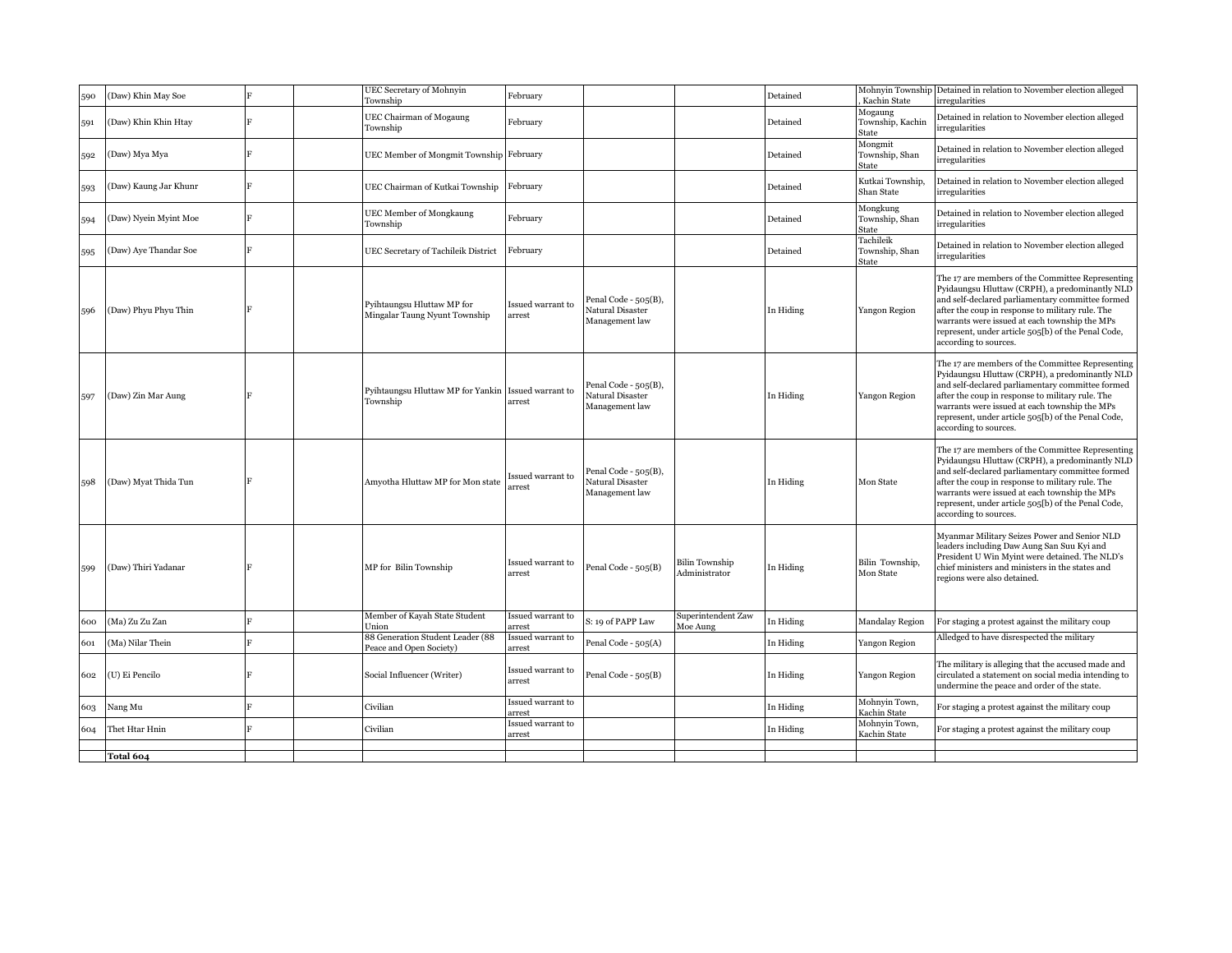| | | | | | | | | | | |
|---|---|---|---|---|---|---|---|---|---|---|
| 590 | (Daw) Khin May Soe | F | | UEC Secretary of Mohnyin Township | February | | | Detained | Mohnyin Township , Kachin State | Detained in relation to November election alleged irregularities |
| 591 | (Daw) Khin Khin Htay | F | | UEC Chairman of Mogaung Township | February | | | Detained | Mogaung Township, Kachin State | Detained in relation to November election alleged irregularities |
| 592 | (Daw) Mya Mya | F | | UEC Member of Mongmit Township | February | | | Detained | Mongmit Township, Shan State | Detained in relation to November election alleged irregularities |
| 593 | (Daw) Kaung Jar Khunr | F | | UEC Chairman of Kutkai Township | February | | | Detained | Kutkai Township, Shan State | Detained in relation to November election alleged irregularities |
| 594 | (Daw) Nyein Myint Moe | F | | UEC Member of Mongkaung Township | February | | | Detained | Mongkung Township, Shan State | Detained in relation to November election alleged irregularities |
| 595 | (Daw) Aye Thandar Soe | F | | UEC Secretary of Tachileik District | February | | | Detained | Tachileik Township, Shan State | Detained in relation to November election alleged irregularities |
| 596 | (Daw) Phyu Phyu Thin | F | | Pyihtaungsu Hluttaw MP for Mingalar Taung Nyunt Township | Issued warrant to arrest | Penal Code - 505(B), Natural Disaster Management law | | In Hiding | Yangon Region | The 17 are members of the Committee Representing Pyidaungsu Hluttaw (CRPH), a predominantly NLD and self-declared parliamentary committee formed after the coup in response to military rule. The warrants were issued at each township the MPs represent, under article 505[b) of the Penal Code, according to sources. |
| 597 | (Daw) Zin Mar Aung | F | | Pyihtaungsu Hluttaw MP for Yankin Township | Issued warrant to arrest | Penal Code - 505(B), Natural Disaster Management law | | In Hiding | Yangon Region | The 17 are members of the Committee Representing Pyidaungsu Hluttaw (CRPH), a predominantly NLD and self-declared parliamentary committee formed after the coup in response to military rule. The warrants were issued at each township the MPs represent, under article 505[b) of the Penal Code, according to sources. |
| 598 | (Daw) Myat Thida Tun | F | | Amyotha Hluttaw MP for Mon state | Issued warrant to arrest | Penal Code - 505(B), Natural Disaster Management law | | In Hiding | Mon State | The 17 are members of the Committee Representing Pyidaungsu Hluttaw (CRPH), a predominantly NLD and self-declared parliamentary committee formed after the coup in response to military rule. The warrants were issued at each township the MPs represent, under article 505[b) of the Penal Code, according to sources. |
| 599 | (Daw) Thiri Yadanar | F | | MP for Bilin Township | Issued warrant to arrest | Penal Code - 505(B) | Bilin Township Administrator | In Hiding | Bilin Township, Mon State | Myanmar Military Seizes Power and Senior NLD leaders including Daw Aung San Suu Kyi and President U Win Myint were detained. The NLD's chief ministers and ministers in the states and regions were also detained. |
| 600 | (Ma) Zu Zu Zan | F | | Member of Kayah State Student Union | Issued warrant to arrest | S: 19 of PAPP Law | Superintendent Zaw Moe Aung | In Hiding | Mandalay Region | For staging a protest against the military coup |
| 601 | (Ma) Nilar Thein | F | | 88 Generation Student Leader (88 Peace and Open Society) | Issued warrant to arrest | Penal Code - 505(A) | | In Hiding | Yangon Region | Alledged to have disrespected the military |
| 602 | (U) Ei Pencilo | F | | Social Influencer (Writer) | Issued warrant to arrest | Penal Code - 505(B) | | In Hiding | Yangon Region | The military is alleging that the accused made and circulated a statement on social media intending to undermine the peace and order of the state. |
| 603 | Nang Mu | F | | Civilian | Issued warrant to arrest | | | In Hiding | Mohnyin Town, Kachin State | For staging a protest against the military coup |
| 604 | Thet Htar Hnin | F | | Civilian | Issued warrant to arrest | | | In Hiding | Mohnyin Town, Kachin State | For staging a protest against the military coup |
| | | | | | | | | | | |
| | **Total 604** | | | | | | | | | |